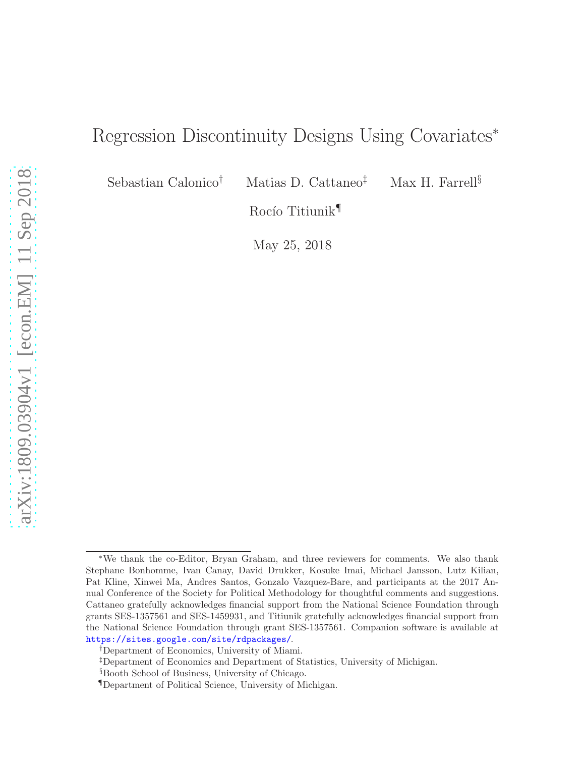# Regression Discontinuity Designs Using Covariates[*]

Sebastian Calonico[†] Matias D. Cattaneo[‡] Max H. Farrell[§]

Rocío Titiunik[¶]

May 25, 2018

---

[*]We thank the co-Editor, Bryan Graham, and three reviewers for comments. We also thank Stephane Bonhomme, Ivan Canay, David Drukker, Kosuke Imai, Michael Jansson, Lutz Kilian, Pat Kline, Xinwei Ma, Andres Santos, Gonzalo Vazquez-Bare, and participants at the 2017 Annual Conference of the Society for Political Methodology for thoughtful comments and suggestions. Cattaneo gratefully acknowledges financial support from the National Science Foundation through grants SES-1357561 and SES-1459931, and Titiunik gratefully acknowledges financial support from the National Science Foundation through grant SES-1357561. Companion software is available at https://sites.google.com/site/rdpackages/.

[†]Department of Economics, University of Miami.

[‡]Department of Economics and Department of Statistics, University of Michigan.

[§]Booth School of Business, University of Chicago.

[¶]Department of Political Science, University of Michigan.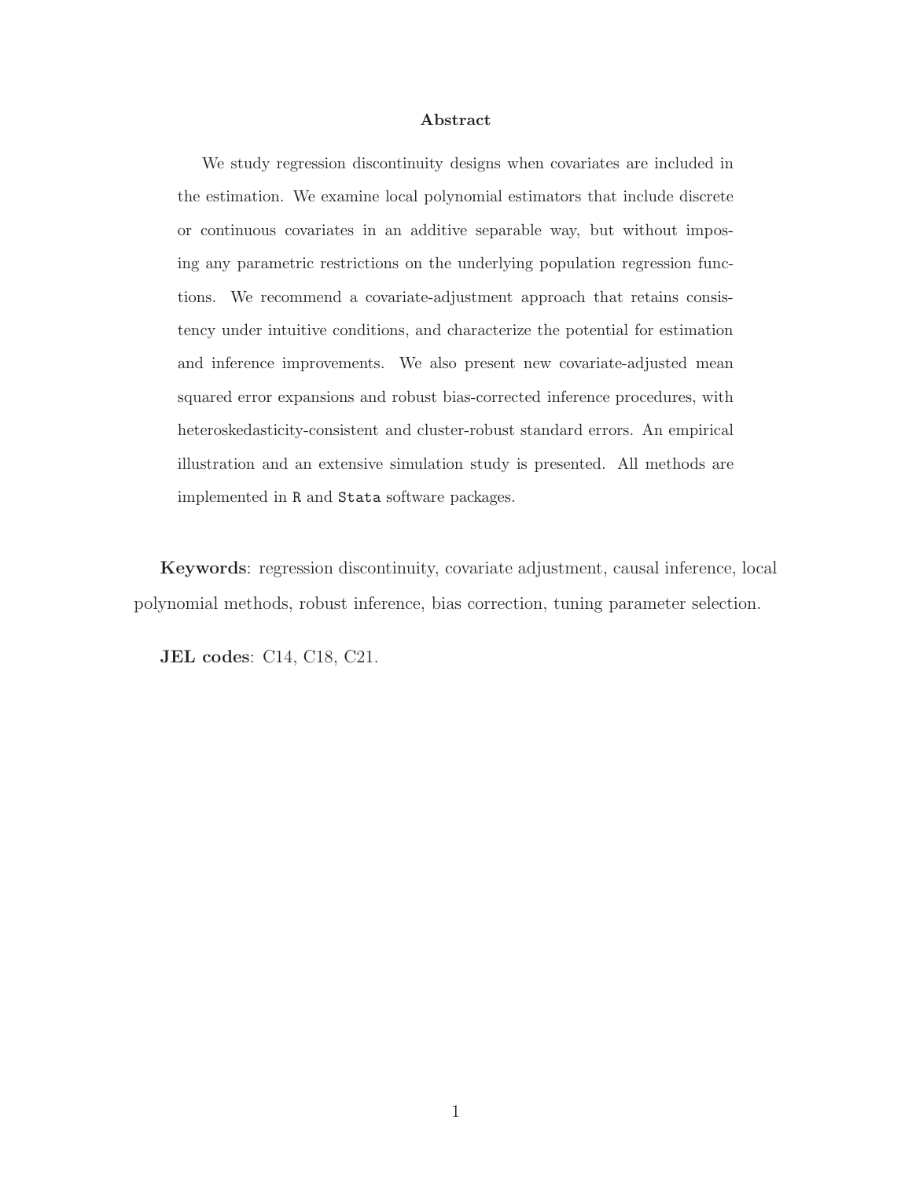## Abstract

We study regression discontinuity designs when covariates are included in the estimation. We examine local polynomial estimators that include discrete or continuous covariates in an additive separable way, but without imposing any parametric restrictions on the underlying population regression functions. We recommend a covariate-adjustment approach that retains consistency under intuitive conditions, and characterize the potential for estimation and inference improvements. We also present new covariate-adjusted mean squared error expansions and robust bias-corrected inference procedures, with heteroskedasticity-consistent and cluster-robust standard errors. An empirical illustration and an extensive simulation study is presented. All methods are implemented in `R` and `Stata` software packages.

**Keywords**: regression discontinuity, covariate adjustment, causal inference, local polynomial methods, robust inference, bias correction, tuning parameter selection.

**JEL codes**: C14, C18, C21.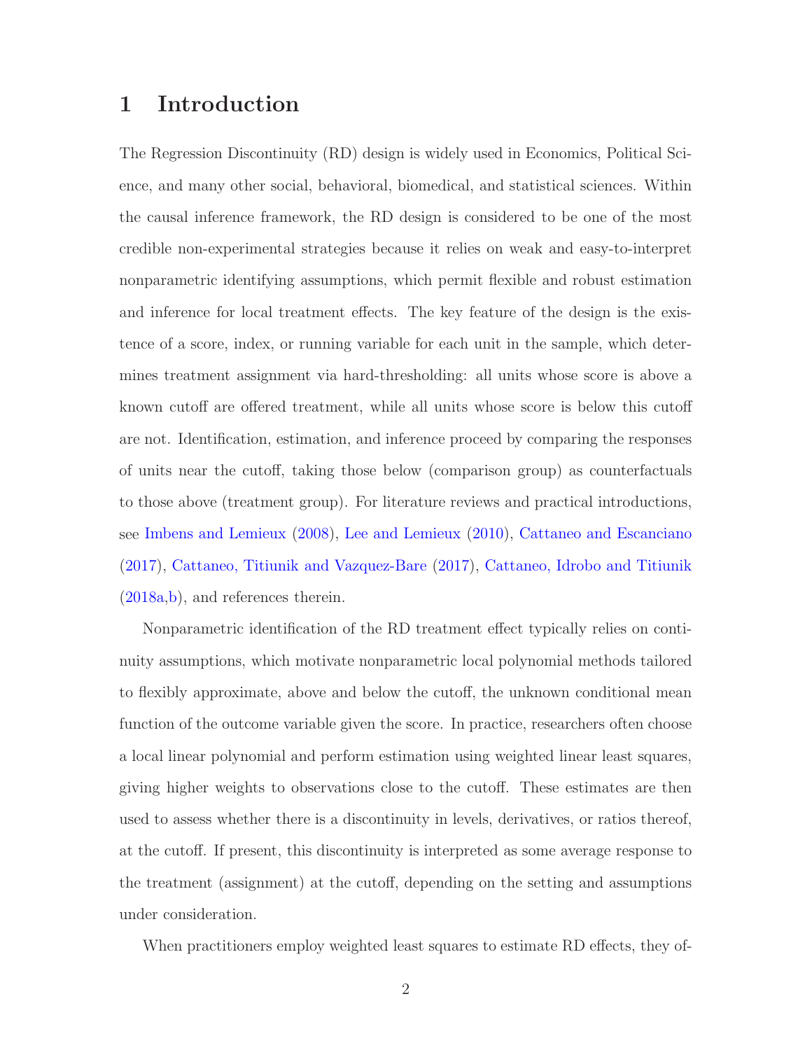# 1 Introduction

The Regression Discontinuity (RD) design is widely used in Economics, Political Science, and many other social, behavioral, biomedical, and statistical sciences. Within the causal inference framework, the RD design is considered to be one of the most credible non-experimental strategies because it relies on weak and easy-to-interpret nonparametric identifying assumptions, which permit flexible and robust estimation and inference for local treatment effects. The key feature of the design is the existence of a score, index, or running variable for each unit in the sample, which determines treatment assignment via hard-thresholding: all units whose score is above a known cutoff are offered treatment, while all units whose score is below this cutoff are not. Identification, estimation, and inference proceed by comparing the responses of units near the cutoff, taking those below (comparison group) as counterfactuals to those above (treatment group). For literature reviews and practical introductions, see Imbens and Lemieux (2008), Lee and Lemieux (2010), Cattaneo and Escanciano (2017), Cattaneo, Titiunik and Vazquez-Bare (2017), Cattaneo, Idrobo and Titiunik (2018a,b), and references therein.

Nonparametric identification of the RD treatment effect typically relies on continuity assumptions, which motivate nonparametric local polynomial methods tailored to flexibly approximate, above and below the cutoff, the unknown conditional mean function of the outcome variable given the score. In practice, researchers often choose a local linear polynomial and perform estimation using weighted linear least squares, giving higher weights to observations close to the cutoff. These estimates are then used to assess whether there is a discontinuity in levels, derivatives, or ratios thereof, at the cutoff. If present, this discontinuity is interpreted as some average response to the treatment (assignment) at the cutoff, depending on the setting and assumptions under consideration.

When practitioners employ weighted least squares to estimate RD effects, they of-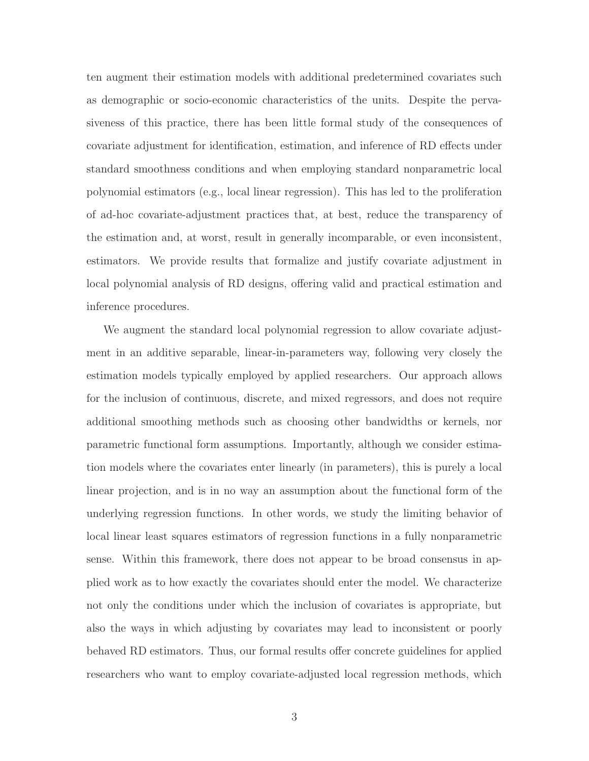ten augment their estimation models with additional predetermined covariates such as demographic or socio-economic characteristics of the units. Despite the pervasiveness of this practice, there has been little formal study of the consequences of covariate adjustment for identification, estimation, and inference of RD effects under standard smoothness conditions and when employing standard nonparametric local polynomial estimators (e.g., local linear regression). This has led to the proliferation of ad-hoc covariate-adjustment practices that, at best, reduce the transparency of the estimation and, at worst, result in generally incomparable, or even inconsistent, estimators. We provide results that formalize and justify covariate adjustment in local polynomial analysis of RD designs, offering valid and practical estimation and inference procedures.

We augment the standard local polynomial regression to allow covariate adjustment in an additive separable, linear-in-parameters way, following very closely the estimation models typically employed by applied researchers. Our approach allows for the inclusion of continuous, discrete, and mixed regressors, and does not require additional smoothing methods such as choosing other bandwidths or kernels, nor parametric functional form assumptions. Importantly, although we consider estimation models where the covariates enter linearly (in parameters), this is purely a local linear projection, and is in no way an assumption about the functional form of the underlying regression functions. In other words, we study the limiting behavior of local linear least squares estimators of regression functions in a fully nonparametric sense. Within this framework, there does not appear to be broad consensus in applied work as to how exactly the covariates should enter the model. We characterize not only the conditions under which the inclusion of covariates is appropriate, but also the ways in which adjusting by covariates may lead to inconsistent or poorly behaved RD estimators. Thus, our formal results offer concrete guidelines for applied researchers who want to employ covariate-adjusted local regression methods, which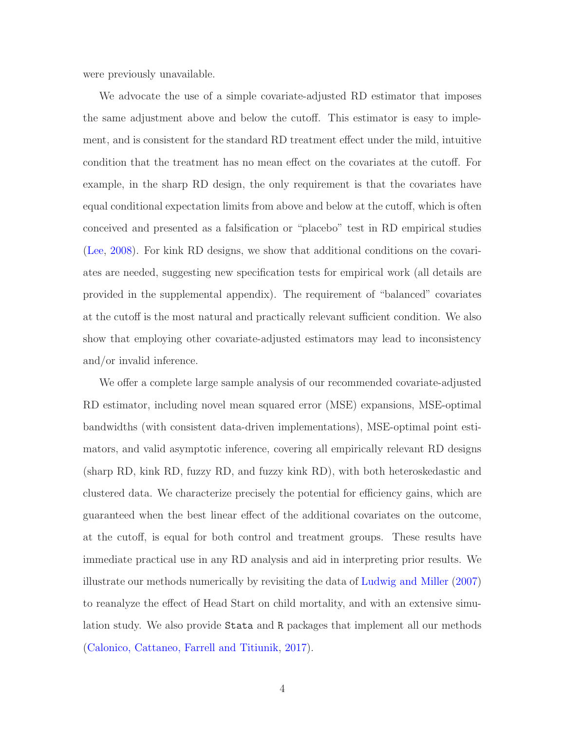were previously unavailable.

We advocate the use of a simple covariate-adjusted RD estimator that imposes the same adjustment above and below the cutoff. This estimator is easy to implement, and is consistent for the standard RD treatment effect under the mild, intuitive condition that the treatment has no mean effect on the covariates at the cutoff. For example, in the sharp RD design, the only requirement is that the covariates have equal conditional expectation limits from above and below at the cutoff, which is often conceived and presented as a falsification or "placebo" test in RD empirical studies (Lee, 2008). For kink RD designs, we show that additional conditions on the covariates are needed, suggesting new specification tests for empirical work (all details are provided in the supplemental appendix). The requirement of "balanced" covariates at the cutoff is the most natural and practically relevant sufficient condition. We also show that employing other covariate-adjusted estimators may lead to inconsistency and/or invalid inference.

We offer a complete large sample analysis of our recommended covariate-adjusted RD estimator, including novel mean squared error (MSE) expansions, MSE-optimal bandwidths (with consistent data-driven implementations), MSE-optimal point estimators, and valid asymptotic inference, covering all empirically relevant RD designs (sharp RD, kink RD, fuzzy RD, and fuzzy kink RD), with both heteroskedastic and clustered data. We characterize precisely the potential for efficiency gains, which are guaranteed when the best linear effect of the additional covariates on the outcome, at the cutoff, is equal for both control and treatment groups. These results have immediate practical use in any RD analysis and aid in interpreting prior results. We illustrate our methods numerically by revisiting the data of Ludwig and Miller (2007) to reanalyze the effect of Head Start on child mortality, and with an extensive simulation study. We also provide `Stata` and `R` packages that implement all our methods (Calonico, Cattaneo, Farrell and Titiunik, 2017).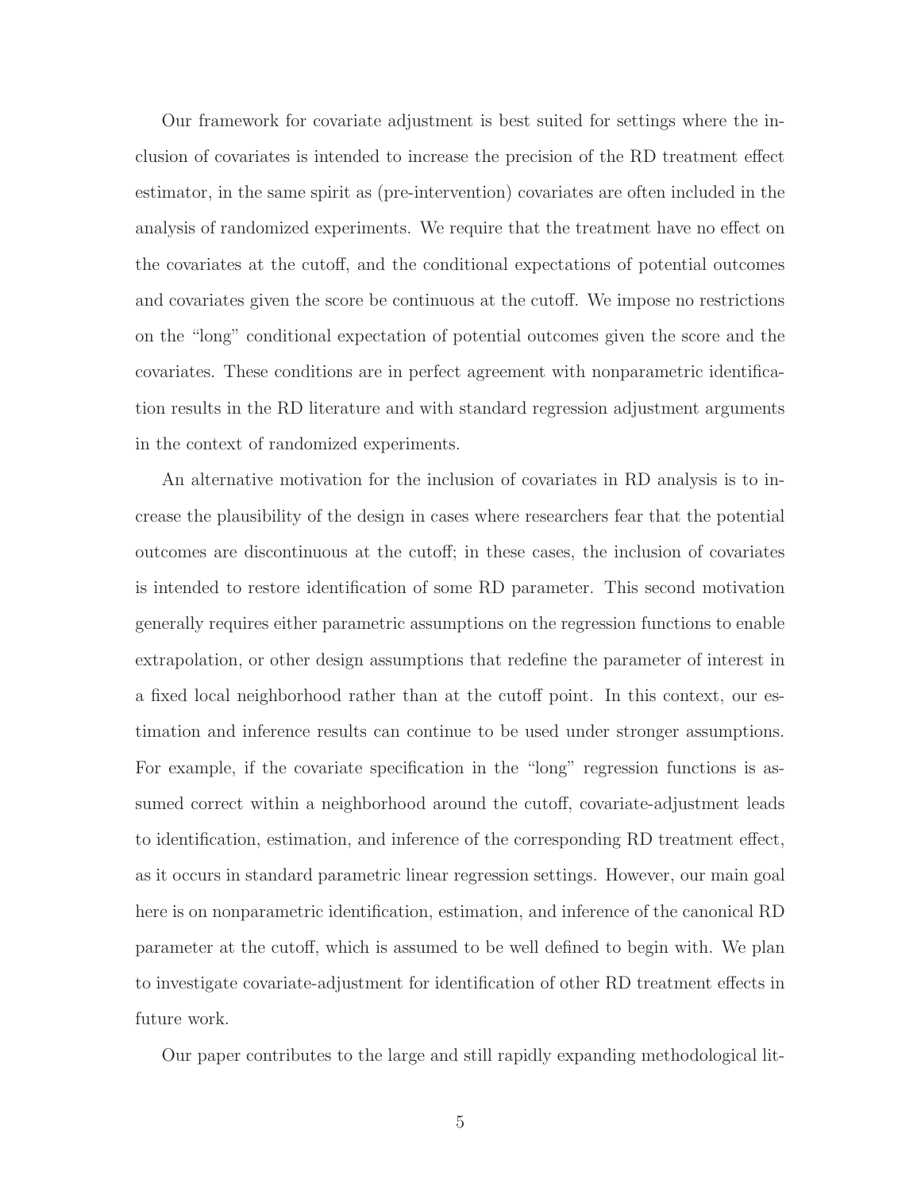Our framework for covariate adjustment is best suited for settings where the inclusion of covariates is intended to increase the precision of the RD treatment effect estimator, in the same spirit as (pre-intervention) covariates are often included in the analysis of randomized experiments. We require that the treatment have no effect on the covariates at the cutoff, and the conditional expectations of potential outcomes and covariates given the score be continuous at the cutoff. We impose no restrictions on the "long" conditional expectation of potential outcomes given the score and the covariates. These conditions are in perfect agreement with nonparametric identification results in the RD literature and with standard regression adjustment arguments in the context of randomized experiments.

An alternative motivation for the inclusion of covariates in RD analysis is to increase the plausibility of the design in cases where researchers fear that the potential outcomes are discontinuous at the cutoff; in these cases, the inclusion of covariates is intended to restore identification of some RD parameter. This second motivation generally requires either parametric assumptions on the regression functions to enable extrapolation, or other design assumptions that redefine the parameter of interest in a fixed local neighborhood rather than at the cutoff point. In this context, our estimation and inference results can continue to be used under stronger assumptions. For example, if the covariate specification in the "long" regression functions is assumed correct within a neighborhood around the cutoff, covariate-adjustment leads to identification, estimation, and inference of the corresponding RD treatment effect, as it occurs in standard parametric linear regression settings. However, our main goal here is on nonparametric identification, estimation, and inference of the canonical RD parameter at the cutoff, which is assumed to be well defined to begin with. We plan to investigate covariate-adjustment for identification of other RD treatment effects in future work.

Our paper contributes to the large and still rapidly expanding methodological lit-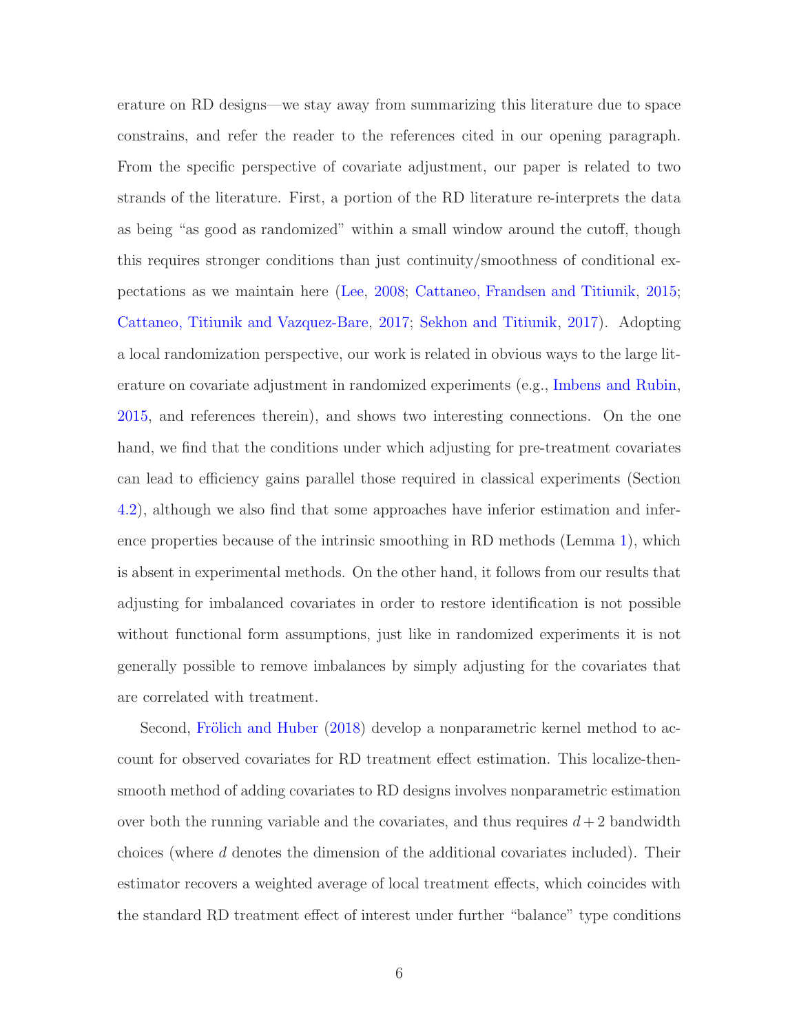erature on RD designs—we stay away from summarizing this literature due to space constrains, and refer the reader to the references cited in our opening paragraph. From the specific perspective of covariate adjustment, our paper is related to two strands of the literature. First, a portion of the RD literature re-interprets the data as being "as good as randomized" within a small window around the cutoff, though this requires stronger conditions than just continuity/smoothness of conditional expectations as we maintain here (Lee, 2008; Cattaneo, Frandsen and Titiunik, 2015; Cattaneo, Titiunik and Vazquez-Bare, 2017; Sekhon and Titiunik, 2017). Adopting a local randomization perspective, our work is related in obvious ways to the large literature on covariate adjustment in randomized experiments (e.g., Imbens and Rubin, 2015, and references therein), and shows two interesting connections. On the one hand, we find that the conditions under which adjusting for pre-treatment covariates can lead to efficiency gains parallel those required in classical experiments (Section 4.2), although we also find that some approaches have inferior estimation and inference properties because of the intrinsic smoothing in RD methods (Lemma 1), which is absent in experimental methods. On the other hand, it follows from our results that adjusting for imbalanced covariates in order to restore identification is not possible without functional form assumptions, just like in randomized experiments it is not generally possible to remove imbalances by simply adjusting for the covariates that are correlated with treatment.

Second, Frölich and Huber (2018) develop a nonparametric kernel method to account for observed covariates for RD treatment effect estimation. This localize-then-smooth method of adding covariates to RD designs involves nonparametric estimation over both the running variable and the covariates, and thus requires $d+2$ bandwidth choices (where $d$ denotes the dimension of the additional covariates included). Their estimator recovers a weighted average of local treatment effects, which coincides with the standard RD treatment effect of interest under further "balance" type conditions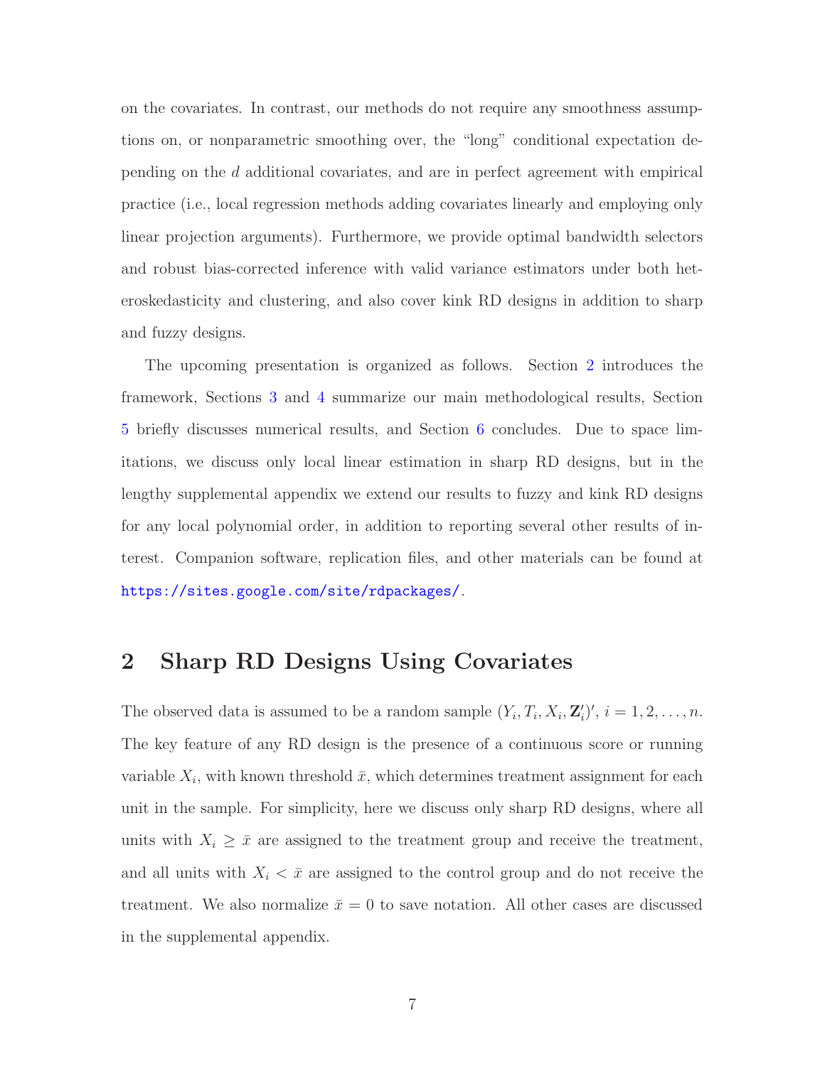on the covariates. In contrast, our methods do not require any smoothness assumptions on, or nonparametric smoothing over, the "long" conditional expectation depending on the $d$ additional covariates, and are in perfect agreement with empirical practice (i.e., local regression methods adding covariates linearly and employing only linear projection arguments). Furthermore, we provide optimal bandwidth selectors and robust bias-corrected inference with valid variance estimators under both heteroskedasticity and clustering, and also cover kink RD designs in addition to sharp and fuzzy designs.

The upcoming presentation is organized as follows. Section 2 introduces the framework, Sections 3 and 4 summarize our main methodological results, Section 5 briefly discusses numerical results, and Section 6 concludes. Due to space limitations, we discuss only local linear estimation in sharp RD designs, but in the lengthy supplemental appendix we extend our results to fuzzy and kink RD designs for any local polynomial order, in addition to reporting several other results of interest. Companion software, replication files, and other materials can be found at https://sites.google.com/site/rdpackages/.

## 2 Sharp RD Designs Using Covariates

The observed data is assumed to be a random sample $(Y_i, T_i, X_i, \mathbf{Z}_i')'$, $i = 1, 2, \ldots, n$. The key feature of any RD design is the presence of a continuous score or running variable $X_i$, with known threshold $\bar{x}$, which determines treatment assignment for each unit in the sample. For simplicity, here we discuss only sharp RD designs, where all units with $X_i \geq \bar{x}$ are assigned to the treatment group and receive the treatment, and all units with $X_i < \bar{x}$ are assigned to the control group and do not receive the treatment. We also normalize $\bar{x} = 0$ to save notation. All other cases are discussed in the supplemental appendix.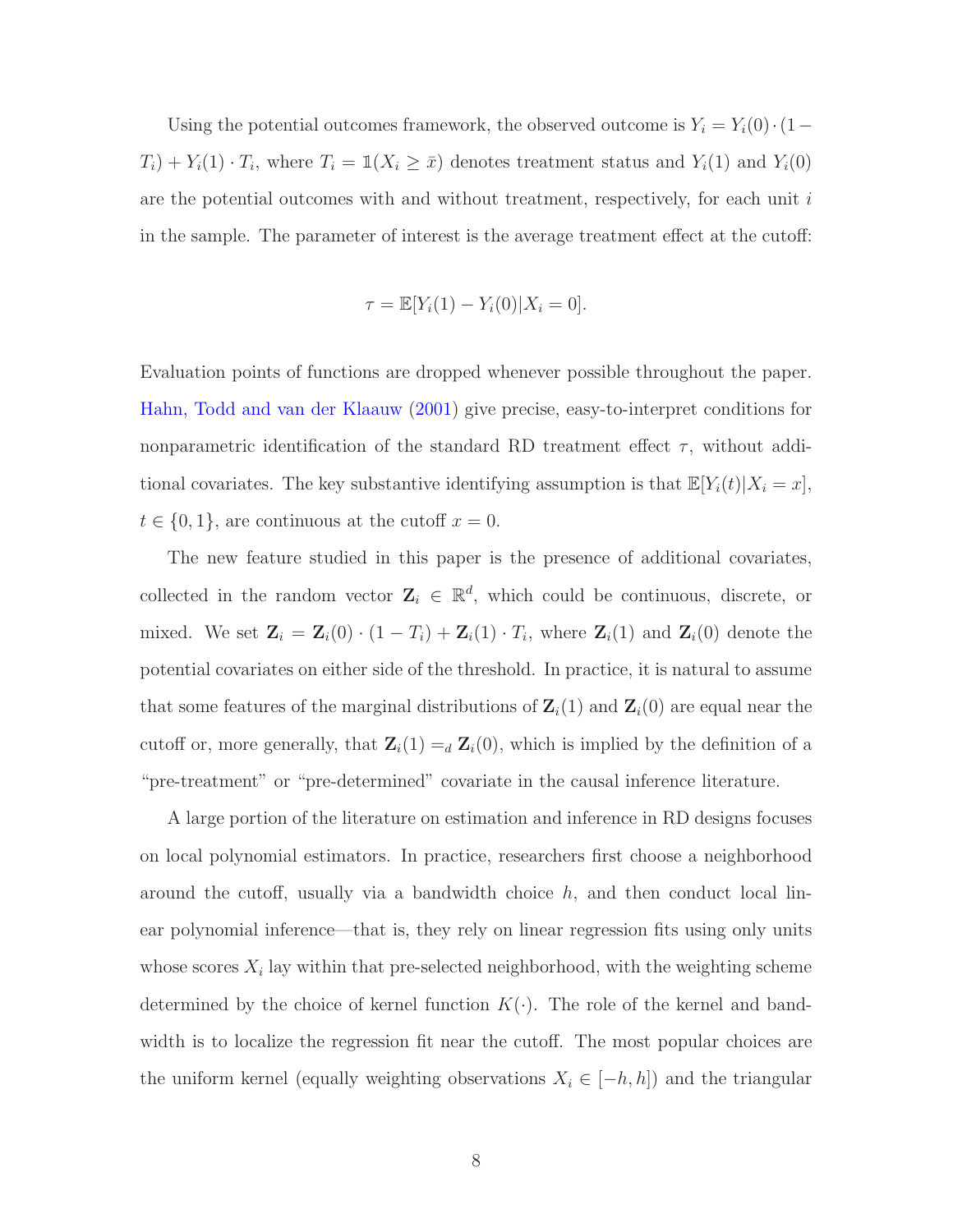Using the potential outcomes framework, the observed outcome is $Y_i = Y_i(0) \cdot (1 - T_i) + Y_i(1) \cdot T_i$, where $T_i = \mathbb{1}(X_i \geq \bar{x})$ denotes treatment status and $Y_i(1)$ and $Y_i(0)$ are the potential outcomes with and without treatment, respectively, for each unit $i$ in the sample. The parameter of interest is the average treatment effect at the cutoff:

$$\tau = \mathbb{E}[Y_i(1) - Y_i(0)|X_i = 0].$$

Evaluation points of functions are dropped whenever possible throughout the paper. Hahn, Todd and van der Klaauw (2001) give precise, easy-to-interpret conditions for nonparametric identification of the standard RD treatment effect $\tau$, without additional covariates. The key substantive identifying assumption is that $\mathbb{E}[Y_i(t)|X_i = x]$, $t \in \{0, 1\}$, are continuous at the cutoff $x = 0$.

The new feature studied in this paper is the presence of additional covariates, collected in the random vector $\mathbf{Z}_i \in \mathbb{R}^d$, which could be continuous, discrete, or mixed. We set $\mathbf{Z}_i = \mathbf{Z}_i(0) \cdot (1 - T_i) + \mathbf{Z}_i(1) \cdot T_i$, where $\mathbf{Z}_i(1)$ and $\mathbf{Z}_i(0)$ denote the potential covariates on either side of the threshold. In practice, it is natural to assume that some features of the marginal distributions of $\mathbf{Z}_i(1)$ and $\mathbf{Z}_i(0)$ are equal near the cutoff or, more generally, that $\mathbf{Z}_i(1) =_d \mathbf{Z}_i(0)$, which is implied by the definition of a "pre-treatment" or "pre-determined" covariate in the causal inference literature.

A large portion of the literature on estimation and inference in RD designs focuses on local polynomial estimators. In practice, researchers first choose a neighborhood around the cutoff, usually via a bandwidth choice $h$, and then conduct local linear polynomial inference—that is, they rely on linear regression fits using only units whose scores $X_i$ lay within that pre-selected neighborhood, with the weighting scheme determined by the choice of kernel function $K(\cdot)$. The role of the kernel and bandwidth is to localize the regression fit near the cutoff. The most popular choices are the uniform kernel (equally weighting observations $X_i \in [-h, h]$) and the triangular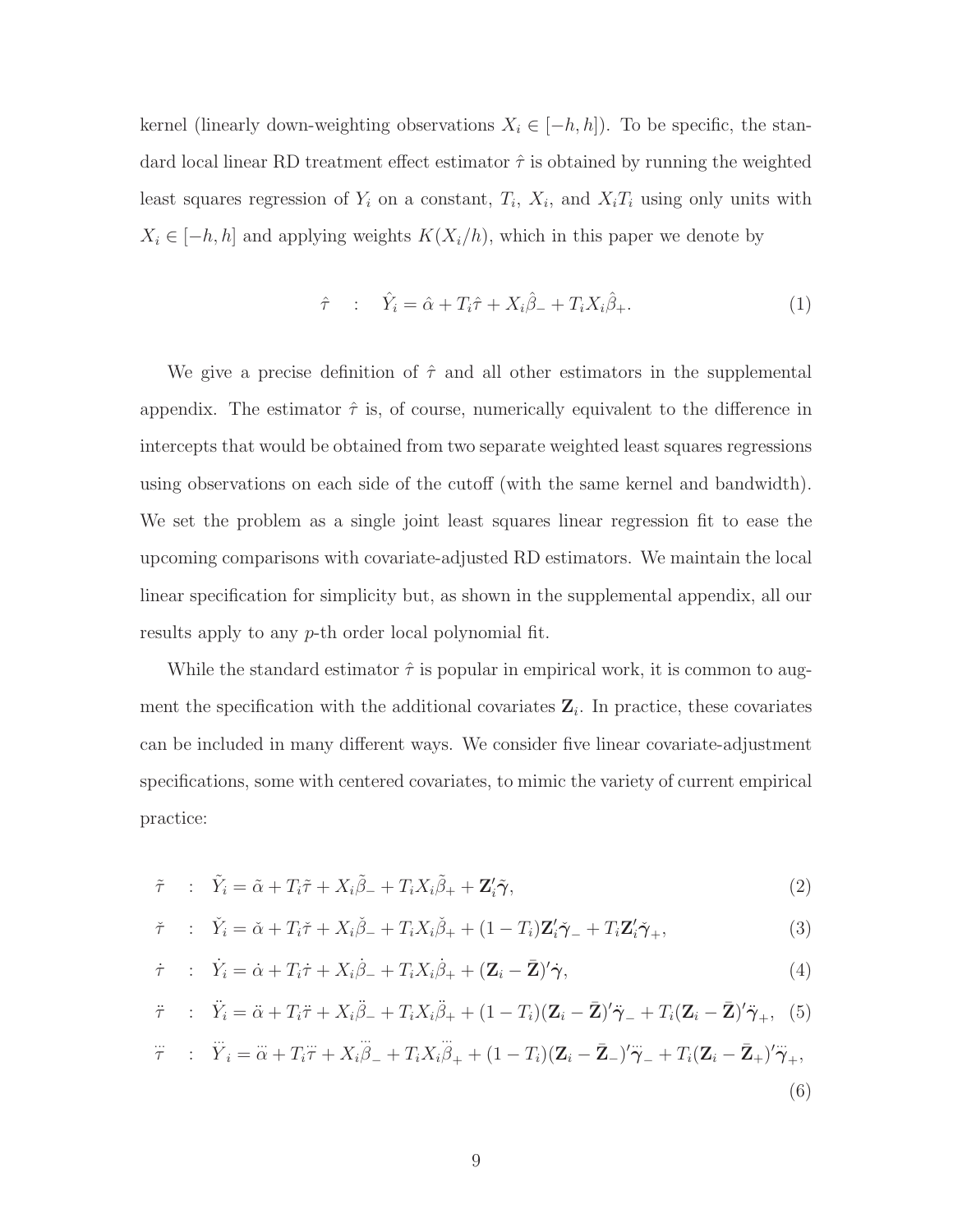kernel (linearly down-weighting observations $X_i \in [-h, h]$). To be specific, the standard local linear RD treatment effect estimator $\hat{\tau}$ is obtained by running the weighted least squares regression of $Y_i$ on a constant, $T_i$, $X_i$, and $X_i T_i$ using only units with $X_i \in [-h, h]$ and applying weights $K(X_i/h)$, which in this paper we denote by

$$\hat{\tau} \quad : \quad \hat{Y}_i = \hat{\alpha} + T_i \hat{\tau} + X_i \hat{\beta}_- + T_i X_i \hat{\beta}_+. \tag{1}$$

We give a precise definition of $\hat{\tau}$ and all other estimators in the supplemental appendix. The estimator $\hat{\tau}$ is, of course, numerically equivalent to the difference in intercepts that would be obtained from two separate weighted least squares regressions using observations on each side of the cutoff (with the same kernel and bandwidth). We set the problem as a single joint least squares linear regression fit to ease the upcoming comparisons with covariate-adjusted RD estimators. We maintain the local linear specification for simplicity but, as shown in the supplemental appendix, all our results apply to any $p$-th order local polynomial fit.

While the standard estimator $\hat{\tau}$ is popular in empirical work, it is common to augment the specification with the additional covariates $\mathbf{Z}_i$. In practice, these covariates can be included in many different ways. We consider five linear covariate-adjustment specifications, some with centered covariates, to mimic the variety of current empirical practice:

$$\tilde{\tau} \quad : \quad \tilde{Y}_i = \tilde{\alpha} + T_i \tilde{\tau} + X_i \tilde{\beta}_- + T_i X_i \tilde{\beta}_+ + \mathbf{Z}_i' \tilde{\boldsymbol{\gamma}}, \tag{2}$$

$$\check{\tau} \quad : \quad \check{Y}_i = \check{\alpha} + T_i \check{\tau} + X_i \check{\beta}_- + T_i X_i \check{\beta}_+ + (1 - T_i) \mathbf{Z}_i' \check{\boldsymbol{\gamma}}_- + T_i \mathbf{Z}_i' \check{\boldsymbol{\gamma}}_+, \tag{3}$$

$$\dot{\tau} \quad : \quad \dot{Y}_i = \dot{\alpha} + T_i \dot{\tau} + X_i \dot{\beta}_- + T_i X_i \dot{\beta}_+ + (\mathbf{Z}_i - \bar{\mathbf{Z}})' \dot{\boldsymbol{\gamma}}, \tag{4}$$

$$\ddot{\tau} \quad : \quad \ddot{Y}_i = \ddot{\alpha} + T_i \ddot{\tau} + X_i \ddot{\beta}_- + T_i X_i \ddot{\beta}_+ + (1 - T_i)(\mathbf{Z}_i - \bar{\mathbf{Z}})' \ddot{\boldsymbol{\gamma}}_- + T_i (\mathbf{Z}_i - \bar{\mathbf{Z}})' \ddot{\boldsymbol{\gamma}}_+, \tag{5}$$

$$\dddot{\tau} \quad : \quad \dddot{Y}_i = \dddot{\alpha} + T_i \dddot{\tau} + X_i \dddot{\beta}_- + T_i X_i \dddot{\beta}_+ + (1 - T_i)(\mathbf{Z}_i - \bar{\mathbf{Z}}_-)' \dddot{\boldsymbol{\gamma}}_- + T_i (\mathbf{Z}_i - \bar{\mathbf{Z}}_+)' \dddot{\boldsymbol{\gamma}}_+, \tag{6}$$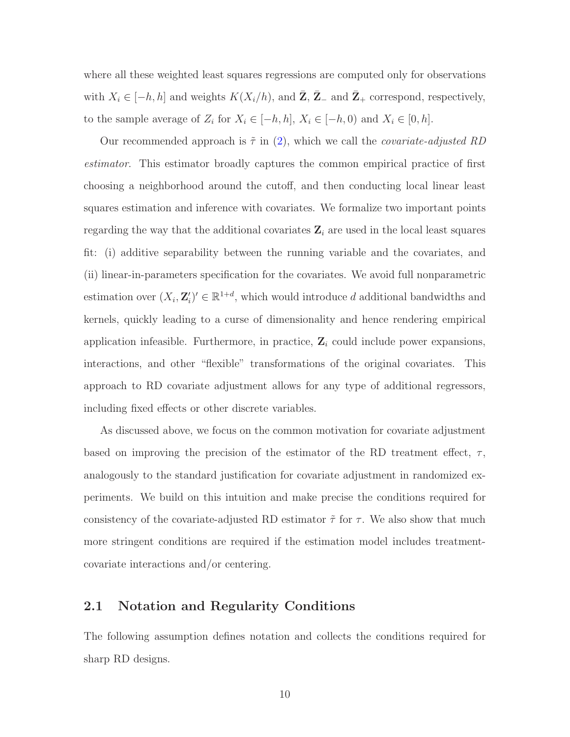where all these weighted least squares regressions are computed only for observations with $X_i \in [-h, h]$ and weights $K(X_i/h)$, and $\bar{\mathbf{Z}}$, $\bar{\mathbf{Z}}_-$ and $\bar{\mathbf{Z}}_+$ correspond, respectively, to the sample average of $Z_i$ for $X_i \in [-h, h]$, $X_i \in [-h, 0)$ and $X_i \in [0, h]$.

Our recommended approach is $\tilde{\tau}$ in (2), which we call the *covariate-adjusted RD estimator*. This estimator broadly captures the common empirical practice of first choosing a neighborhood around the cutoff, and then conducting local linear least squares estimation and inference with covariates. We formalize two important points regarding the way that the additional covariates $\mathbf{Z}_i$ are used in the local least squares fit: (i) additive separability between the running variable and the covariates, and (ii) linear-in-parameters specification for the covariates. We avoid full nonparametric estimation over $(X_i, \mathbf{Z}_i')' \in \mathbb{R}^{1+d}$, which would introduce $d$ additional bandwidths and kernels, quickly leading to a curse of dimensionality and hence rendering empirical application infeasible. Furthermore, in practice, $\mathbf{Z}_i$ could include power expansions, interactions, and other "flexible" transformations of the original covariates. This approach to RD covariate adjustment allows for any type of additional regressors, including fixed effects or other discrete variables.

As discussed above, we focus on the common motivation for covariate adjustment based on improving the precision of the estimator of the RD treatment effect, $\tau$, analogously to the standard justification for covariate adjustment in randomized experiments. We build on this intuition and make precise the conditions required for consistency of the covariate-adjusted RD estimator $\tilde{\tau}$ for $\tau$. We also show that much more stringent conditions are required if the estimation model includes treatment-covariate interactions and/or centering.

## 2.1 Notation and Regularity Conditions

The following assumption defines notation and collects the conditions required for sharp RD designs.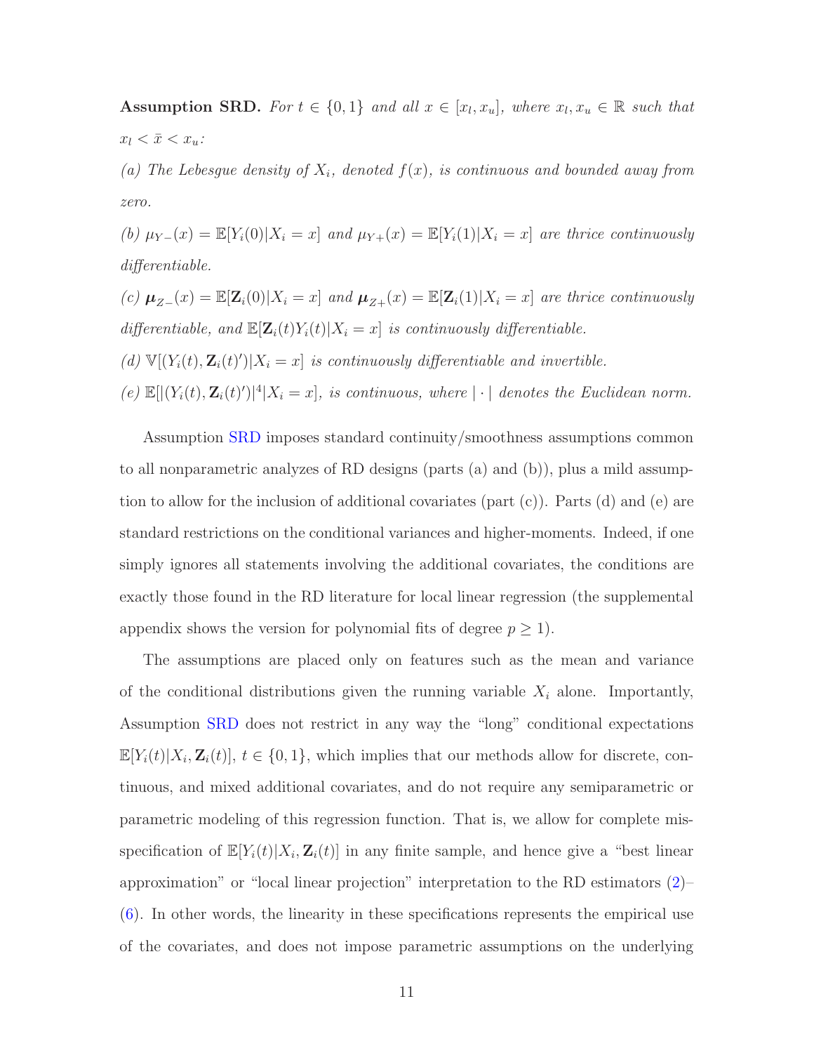**Assumption SRD.** *For $t \in \{0,1\}$ and all $x \in [x_l, x_u]$, where $x_l, x_u \in \mathbb{R}$ such that $x_l < \bar{x} < x_u$:*

*(a) The Lebesgue density of $X_i$, denoted $f(x)$, is continuous and bounded away from zero.*

*(b) $\mu_{Y-}(x) = \mathbb{E}[Y_i(0)|X_i = x]$ and $\mu_{Y+}(x) = \mathbb{E}[Y_i(1)|X_i = x]$ are thrice continuously differentiable.*

*(c) $\boldsymbol{\mu}_{Z-}(x) = \mathbb{E}[\mathbf{Z}_i(0)|X_i = x]$ and $\boldsymbol{\mu}_{Z+}(x) = \mathbb{E}[\mathbf{Z}_i(1)|X_i = x]$ are thrice continuously differentiable, and $\mathbb{E}[\mathbf{Z}_i(t)Y_i(t)|X_i = x]$ is continuously differentiable.*

*(d) $\mathbb{V}[(Y_i(t), \mathbf{Z}_i(t)')|X_i = x]$ is continuously differentiable and invertible.*

*(e) $\mathbb{E}[|(Y_i(t), \mathbf{Z}_i(t)')|^4|X_i = x]$, is continuous, where $|\cdot|$ denotes the Euclidean norm.*

Assumption SRD imposes standard continuity/smoothness assumptions common to all nonparametric analyzes of RD designs (parts (a) and (b)), plus a mild assumption to allow for the inclusion of additional covariates (part (c)). Parts (d) and (e) are standard restrictions on the conditional variances and higher-moments. Indeed, if one simply ignores all statements involving the additional covariates, the conditions are exactly those found in the RD literature for local linear regression (the supplemental appendix shows the version for polynomial fits of degree $p \geq 1$).

The assumptions are placed only on features such as the mean and variance of the conditional distributions given the running variable $X_i$ alone. Importantly, Assumption SRD does not restrict in any way the "long" conditional expectations $\mathbb{E}[Y_i(t)|X_i, \mathbf{Z}_i(t)]$, $t \in \{0,1\}$, which implies that our methods allow for discrete, continuous, and mixed additional covariates, and do not require any semiparametric or parametric modeling of this regression function. That is, we allow for complete misspecification of $\mathbb{E}[Y_i(t)|X_i, \mathbf{Z}_i(t)]$ in any finite sample, and hence give a "best linear approximation" or "local linear projection" interpretation to the RD estimators (2)–(6). In other words, the linearity in these specifications represents the empirical use of the covariates, and does not impose parametric assumptions on the underlying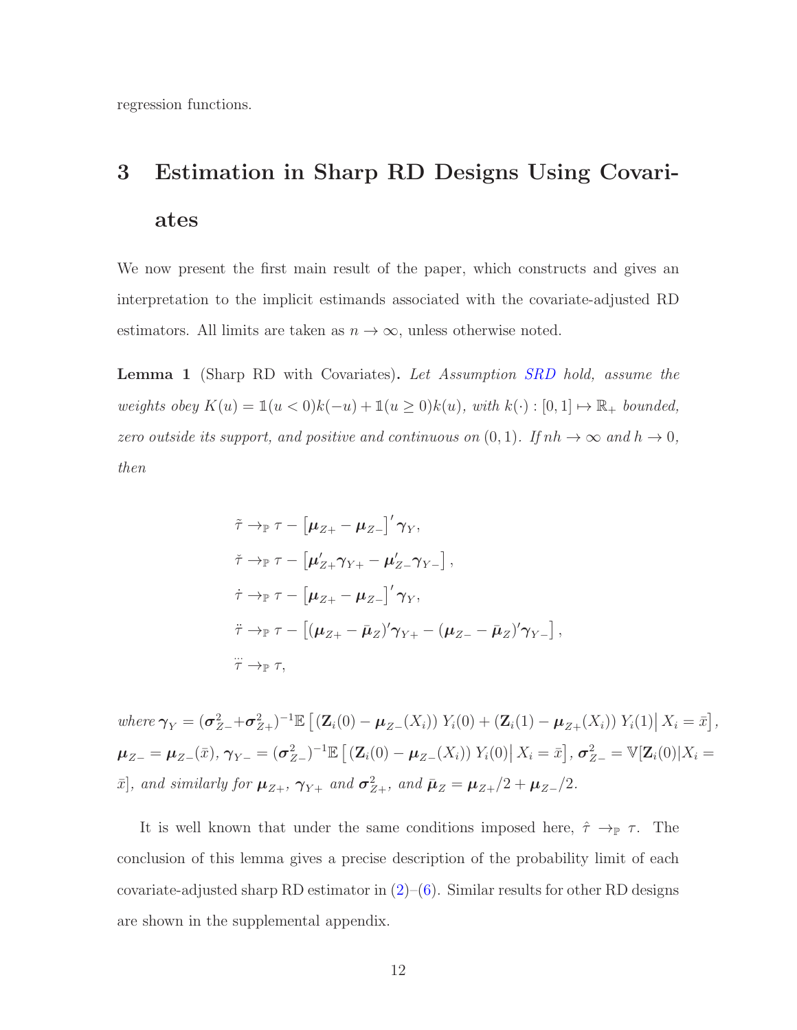regression functions.

# 3 Estimation in Sharp RD Designs Using Covariates

We now present the first main result of the paper, which constructs and gives an interpretation to the implicit estimands associated with the covariate-adjusted RD estimators. All limits are taken as $n \to \infty$, unless otherwise noted.

**Lemma 1** (Sharp RD with Covariates)**.** *Let Assumption SRD hold, assume the weights obey $K(u) = \mathbb{1}(u < 0)k(-u) + \mathbb{1}(u \geq 0)k(u)$, with $k(\cdot) : [0, 1] \mapsto \mathbb{R}_+$ bounded, zero outside its support, and positive and continuous on $(0, 1)$. If $nh \to \infty$ and $h \to 0$, then*

$$
\begin{aligned}
\tilde{\tau} &\to_{\mathbb{P}} \tau - \left[\boldsymbol{\mu}_{Z+} - \boldsymbol{\mu}_{Z-}\right]' \boldsymbol{\gamma}_Y, \\
\check{\tau} &\to_{\mathbb{P}} \tau - \left[\boldsymbol{\mu}_{Z+}' \boldsymbol{\gamma}_{Y+} - \boldsymbol{\mu}_{Z-}' \boldsymbol{\gamma}_{Y-}\right], \\
\dot{\tau} &\to_{\mathbb{P}} \tau - \left[\boldsymbol{\mu}_{Z+} - \boldsymbol{\mu}_{Z-}\right]' \boldsymbol{\gamma}_Y, \\
\ddot{\tau} &\to_{\mathbb{P}} \tau - \left[(\boldsymbol{\mu}_{Z+} - \bar{\boldsymbol{\mu}}_Z)' \boldsymbol{\gamma}_{Y+} - (\boldsymbol{\mu}_{Z-} - \bar{\boldsymbol{\mu}}_Z)' \boldsymbol{\gamma}_{Y-}\right], \\
\dddot{\tau} &\to_{\mathbb{P}} \tau,
\end{aligned}
$$

*where $\boldsymbol{\gamma}_Y = (\boldsymbol{\sigma}_{Z-}^2 + \boldsymbol{\sigma}_{Z+}^2)^{-1} \mathbb{E}\left[ (\mathbf{Z}_i(0) - \boldsymbol{\mu}_{Z-}(X_i))\, Y_i(0) + (\mathbf{Z}_i(1) - \boldsymbol{\mu}_{Z+}(X_i))\, Y_i(1) \middle| X_i = \bar{x}\right]$, $\boldsymbol{\mu}_{Z-} = \boldsymbol{\mu}_{Z-}(\bar{x})$, $\boldsymbol{\gamma}_{Y-} = (\boldsymbol{\sigma}_{Z-}^2)^{-1} \mathbb{E}\left[ (\mathbf{Z}_i(0) - \boldsymbol{\mu}_{Z-}(X_i))\, Y_i(0) \middle| X_i = \bar{x}\right]$, $\boldsymbol{\sigma}_{Z-}^2 = \mathbb{V}[\mathbf{Z}_i(0) | X_i = \bar{x}]$, and similarly for $\boldsymbol{\mu}_{Z+}$, $\boldsymbol{\gamma}_{Y+}$ and $\boldsymbol{\sigma}_{Z+}^2$, and $\bar{\boldsymbol{\mu}}_Z = \boldsymbol{\mu}_{Z+}/2 + \boldsymbol{\mu}_{Z-}/2$.*

It is well known that under the same conditions imposed here, $\hat{\tau} \to_{\mathbb{P}} \tau$. The conclusion of this lemma gives a precise description of the probability limit of each covariate-adjusted sharp RD estimator in (2)–(6). Similar results for other RD designs are shown in the supplemental appendix.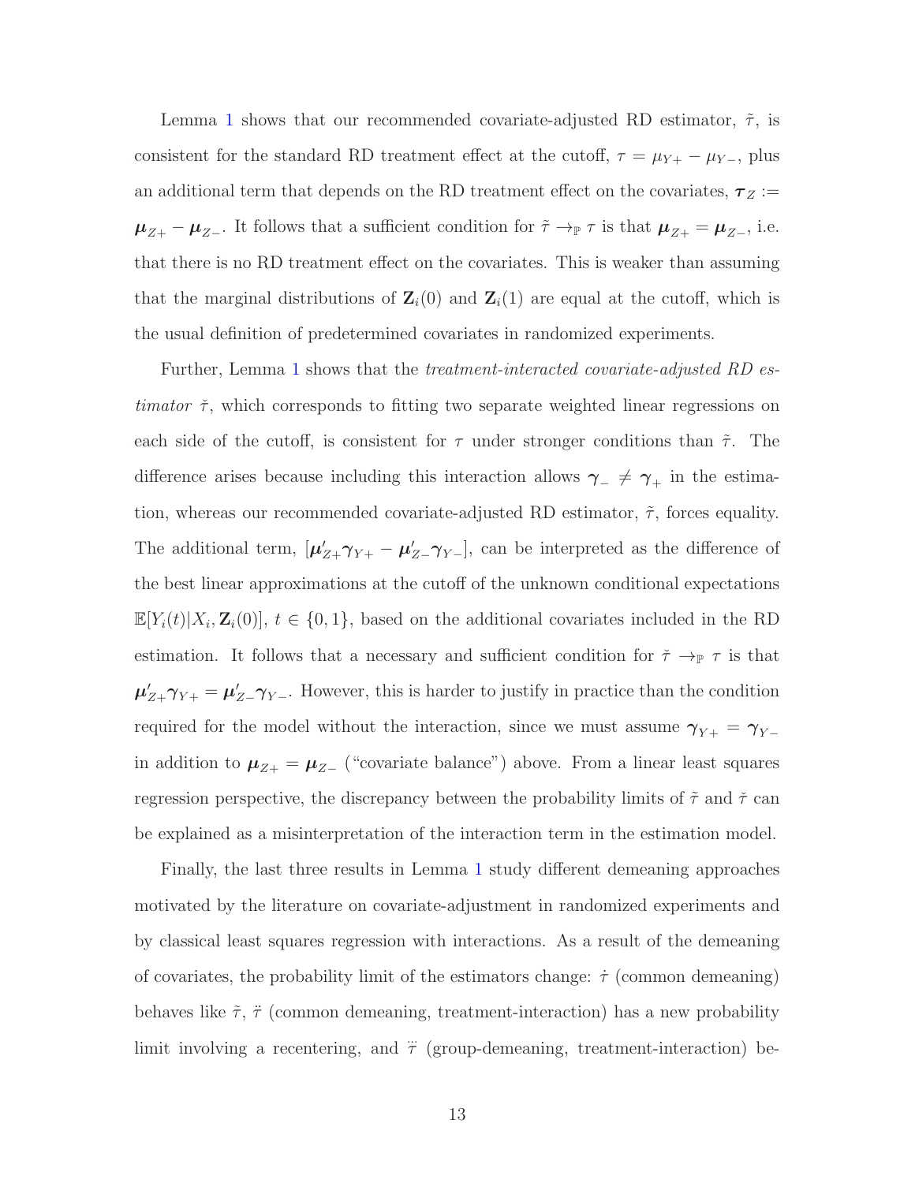Lemma 1 shows that our recommended covariate-adjusted RD estimator, $\tilde{\tau}$, is consistent for the standard RD treatment effect at the cutoff, $\tau = \mu_{Y+} - \mu_{Y-}$, plus an additional term that depends on the RD treatment effect on the covariates, $\boldsymbol{\tau}_Z := \boldsymbol{\mu}_{Z+} - \boldsymbol{\mu}_{Z-}$. It follows that a sufficient condition for $\tilde{\tau} \to_{\mathbb{P}} \tau$ is that $\boldsymbol{\mu}_{Z+} = \boldsymbol{\mu}_{Z-}$, i.e. that there is no RD treatment effect on the covariates. This is weaker than assuming that the marginal distributions of $\mathbf{Z}_i(0)$ and $\mathbf{Z}_i(1)$ are equal at the cutoff, which is the usual definition of predetermined covariates in randomized experiments.

Further, Lemma 1 shows that the *treatment-interacted covariate-adjusted RD estimator* $\check{\tau}$, which corresponds to fitting two separate weighted linear regressions on each side of the cutoff, is consistent for $\tau$ under stronger conditions than $\tilde{\tau}$. The difference arises because including this interaction allows $\boldsymbol{\gamma}_- \neq \boldsymbol{\gamma}_+$ in the estimation, whereas our recommended covariate-adjusted RD estimator, $\tilde{\tau}$, forces equality. The additional term, $[\boldsymbol{\mu}_{Z+}' \boldsymbol{\gamma}_{Y+} - \boldsymbol{\mu}_{Z-}' \boldsymbol{\gamma}_{Y-}]$, can be interpreted as the difference of the best linear approximations at the cutoff of the unknown conditional expectations $\mathbb{E}[Y_i(t)|X_i, \mathbf{Z}_i(0)]$, $t \in \{0, 1\}$, based on the additional covariates included in the RD estimation. It follows that a necessary and sufficient condition for $\check{\tau} \to_{\mathbb{P}} \tau$ is that $\boldsymbol{\mu}_{Z+}' \boldsymbol{\gamma}_{Y+} = \boldsymbol{\mu}_{Z-}' \boldsymbol{\gamma}_{Y-}$. However, this is harder to justify in practice than the condition required for the model without the interaction, since we must assume $\boldsymbol{\gamma}_{Y+} = \boldsymbol{\gamma}_{Y-}$ in addition to $\boldsymbol{\mu}_{Z+} = \boldsymbol{\mu}_{Z-}$ ("covariate balance") above. From a linear least squares regression perspective, the discrepancy between the probability limits of $\tilde{\tau}$ and $\check{\tau}$ can be explained as a misinterpretation of the interaction term in the estimation model.

Finally, the last three results in Lemma 1 study different demeaning approaches motivated by the literature on covariate-adjustment in randomized experiments and by classical least squares regression with interactions. As a result of the demeaning of covariates, the probability limit of the estimators change: $\dot{\tau}$ (common demeaning) behaves like $\tilde{\tau}$, $\ddot{\tau}$ (common demeaning, treatment-interaction) has a new probability limit involving a recentering, and $\dddot{\tau}$ (group-demeaning, treatment-interaction) be-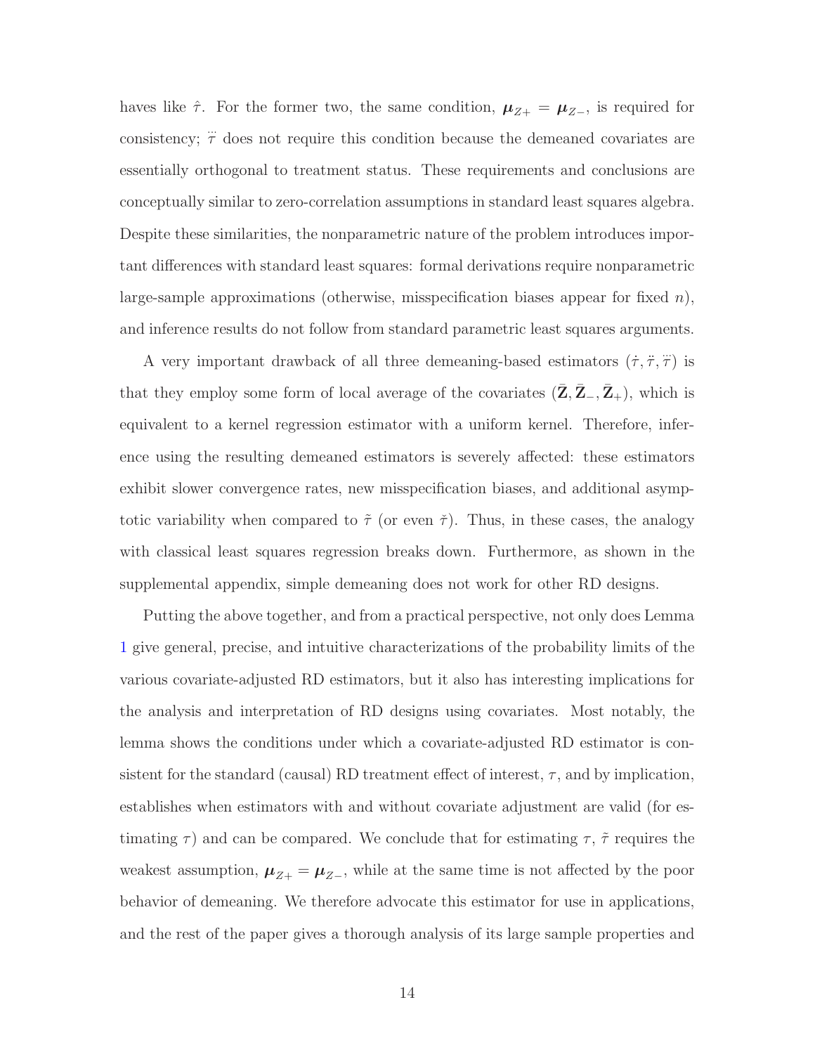haves like $\hat{\tau}$. For the former two, the same condition, $\boldsymbol{\mu}_{Z+} = \boldsymbol{\mu}_{Z-}$, is required for consistency; $\dddot{\tau}$ does not require this condition because the demeaned covariates are essentially orthogonal to treatment status. These requirements and conclusions are conceptually similar to zero-correlation assumptions in standard least squares algebra. Despite these similarities, the nonparametric nature of the problem introduces important differences with standard least squares: formal derivations require nonparametric large-sample approximations (otherwise, misspecification biases appear for fixed $n$), and inference results do not follow from standard parametric least squares arguments.

A very important drawback of all three demeaning-based estimators $(\dot{\tau}, \ddot{\tau}, \dddot{\tau})$ is that they employ some form of local average of the covariates $(\bar{\mathbf{Z}}, \bar{\mathbf{Z}}_{-}, \bar{\mathbf{Z}}_{+})$, which is equivalent to a kernel regression estimator with a uniform kernel. Therefore, inference using the resulting demeaned estimators is severely affected: these estimators exhibit slower convergence rates, new misspecification biases, and additional asymptotic variability when compared to $\tilde{\tau}$ (or even $\check{\tau}$). Thus, in these cases, the analogy with classical least squares regression breaks down. Furthermore, as shown in the supplemental appendix, simple demeaning does not work for other RD designs.

Putting the above together, and from a practical perspective, not only does Lemma 1 give general, precise, and intuitive characterizations of the probability limits of the various covariate-adjusted RD estimators, but it also has interesting implications for the analysis and interpretation of RD designs using covariates. Most notably, the lemma shows the conditions under which a covariate-adjusted RD estimator is consistent for the standard (causal) RD treatment effect of interest, $\tau$, and by implication, establishes when estimators with and without covariate adjustment are valid (for estimating $\tau$) and can be compared. We conclude that for estimating $\tau$, $\tilde{\tau}$ requires the weakest assumption, $\boldsymbol{\mu}_{Z+} = \boldsymbol{\mu}_{Z-}$, while at the same time is not affected by the poor behavior of demeaning. We therefore advocate this estimator for use in applications, and the rest of the paper gives a thorough analysis of its large sample properties and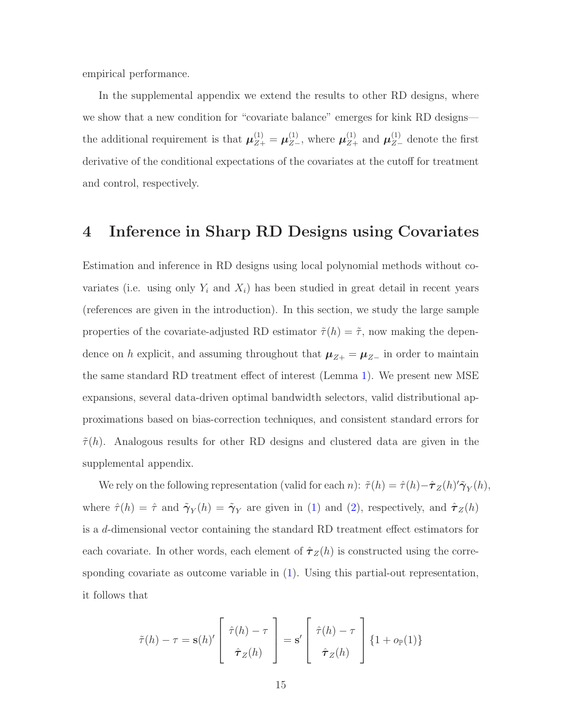empirical performance.

In the supplemental appendix we extend the results to other RD designs, where we show that a new condition for "covariate balance" emerges for kink RD designs—the additional requirement is that $\boldsymbol{\mu}^{(1)}_{Z+} = \boldsymbol{\mu}^{(1)}_{Z-}$, where $\boldsymbol{\mu}^{(1)}_{Z+}$ and $\boldsymbol{\mu}^{(1)}_{Z-}$ denote the first derivative of the conditional expectations of the covariates at the cutoff for treatment and control, respectively.

# 4 Inference in Sharp RD Designs using Covariates

Estimation and inference in RD designs using local polynomial methods without covariates (i.e. using only $Y_i$ and $X_i$) has been studied in great detail in recent years (references are given in the introduction). In this section, we study the large sample properties of the covariate-adjusted RD estimator $\tilde{\tau}(h) = \tilde{\tau}$, now making the dependence on $h$ explicit, and assuming throughout that $\boldsymbol{\mu}_{Z+} = \boldsymbol{\mu}_{Z-}$ in order to maintain the same standard RD treatment effect of interest (Lemma 1). We present new MSE expansions, several data-driven optimal bandwidth selectors, valid distributional approximations based on bias-correction techniques, and consistent standard errors for $\tilde{\tau}(h)$. Analogous results for other RD designs and clustered data are given in the supplemental appendix.

We rely on the following representation (valid for each $n$): $\tilde{\tau}(h) = \hat{\tau}(h) - \hat{\boldsymbol{\tau}}_Z(h)'\tilde{\boldsymbol{\gamma}}_Y(h)$, where $\hat{\tau}(h) = \hat{\tau}$ and $\tilde{\boldsymbol{\gamma}}_Y(h) = \tilde{\boldsymbol{\gamma}}_Y$ are given in (1) and (2), respectively, and $\hat{\boldsymbol{\tau}}_Z(h)$ is a $d$-dimensional vector containing the standard RD treatment effect estimators for each covariate. In other words, each element of $\hat{\boldsymbol{\tau}}_Z(h)$ is constructed using the corresponding covariate as outcome variable in (1). Using this partial-out representation, it follows that

$$\tilde{\tau}(h) - \tau = \mathbf{s}(h)' \begin{bmatrix} \hat{\tau}(h) - \tau \\ \hat{\boldsymbol{\tau}}_Z(h) \end{bmatrix} = \mathbf{s}' \begin{bmatrix} \hat{\tau}(h) - \tau \\ \hat{\boldsymbol{\tau}}_Z(h) \end{bmatrix} \{1 + o_{\mathbb{P}}(1)\}$$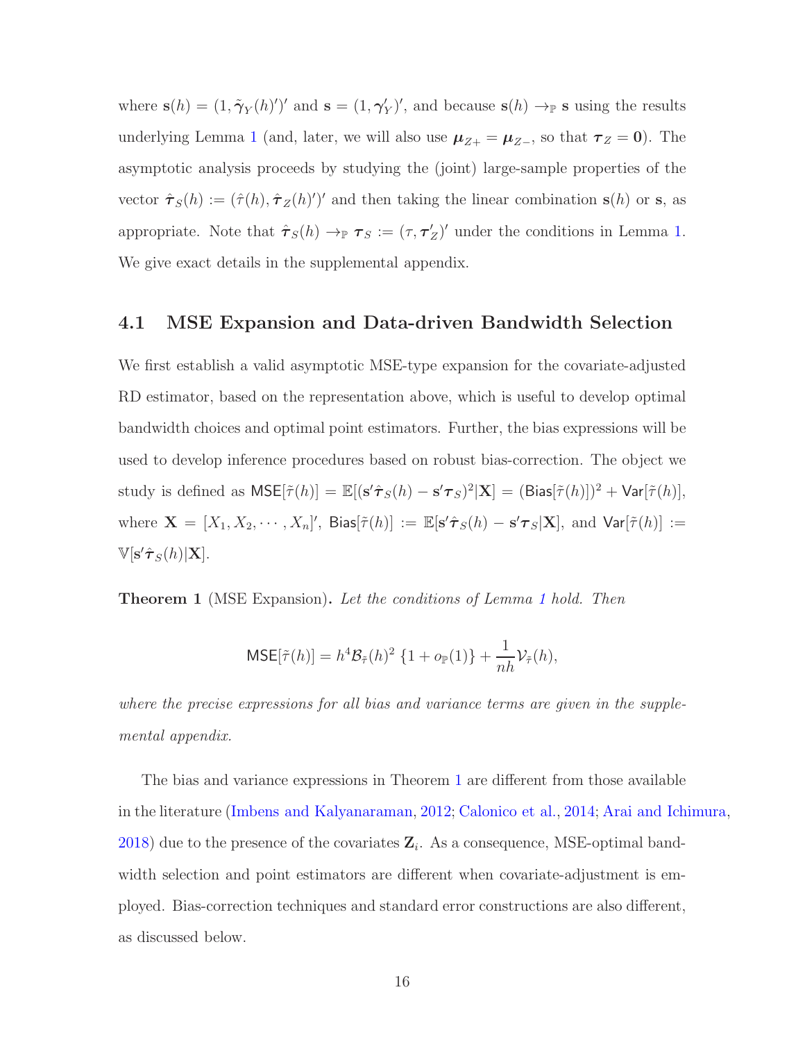where $\mathbf{s}(h) = (1, \tilde{\boldsymbol{\gamma}}_Y(h)')'$ and $\mathbf{s} = (1, \boldsymbol{\gamma}_Y')'$, and because $\mathbf{s}(h) \to_{\mathbb{P}} \mathbf{s}$ using the results underlying Lemma 1 (and, later, we will also use $\boldsymbol{\mu}_{Z+} = \boldsymbol{\mu}_{Z-}$, so that $\boldsymbol{\tau}_Z = \mathbf{0}$). The asymptotic analysis proceeds by studying the (joint) large-sample properties of the vector $\hat{\boldsymbol{\tau}}_S(h) := (\hat{\tau}(h), \hat{\boldsymbol{\tau}}_Z(h)')'$ and then taking the linear combination $\mathbf{s}(h)$ or $\mathbf{s}$, as appropriate. Note that $\hat{\boldsymbol{\tau}}_S(h) \to_{\mathbb{P}} \boldsymbol{\tau}_S := (\tau, \boldsymbol{\tau}_Z')'$ under the conditions in Lemma 1. We give exact details in the supplemental appendix.

## 4.1 MSE Expansion and Data-driven Bandwidth Selection

We first establish a valid asymptotic MSE-type expansion for the covariate-adjusted RD estimator, based on the representation above, which is useful to develop optimal bandwidth choices and optimal point estimators. Further, the bias expressions will be used to develop inference procedures based on robust bias-correction. The object we study is defined as $\mathsf{MSE}[\tilde{\tau}(h)] = \mathbb{E}[(\mathbf{s}'\hat{\boldsymbol{\tau}}_S(h) - \mathbf{s}'\boldsymbol{\tau}_S)^2|\mathbf{X}] = (\mathsf{Bias}[\tilde{\tau}(h)])^2 + \mathsf{Var}[\tilde{\tau}(h)]$, where $\mathbf{X} = [X_1, X_2, \cdots, X_n]'$, $\mathsf{Bias}[\tilde{\tau}(h)] := \mathbb{E}[\mathbf{s}'\hat{\boldsymbol{\tau}}_S(h) - \mathbf{s}'\boldsymbol{\tau}_S|\mathbf{X}]$, and $\mathsf{Var}[\tilde{\tau}(h)] := \mathbb{V}[\mathbf{s}'\hat{\boldsymbol{\tau}}_S(h)|\mathbf{X}]$.

**Theorem 1** (MSE Expansion)**.** *Let the conditions of Lemma 1 hold. Then*

$$\mathsf{MSE}[\tilde{\tau}(h)] = h^4 \mathcal{B}_{\tilde{\tau}}(h)^2 \{1 + o_{\mathbb{P}}(1)\} + \frac{1}{nh}\mathcal{V}_{\tilde{\tau}}(h),$$

*where the precise expressions for all bias and variance terms are given in the supplemental appendix.*

The bias and variance expressions in Theorem 1 are different from those available in the literature (Imbens and Kalyanaraman, 2012; Calonico et al., 2014; Arai and Ichimura, 2018) due to the presence of the covariates $\mathbf{Z}_i$. As a consequence, MSE-optimal bandwidth selection and point estimators are different when covariate-adjustment is employed. Bias-correction techniques and standard error constructions are also different, as discussed below.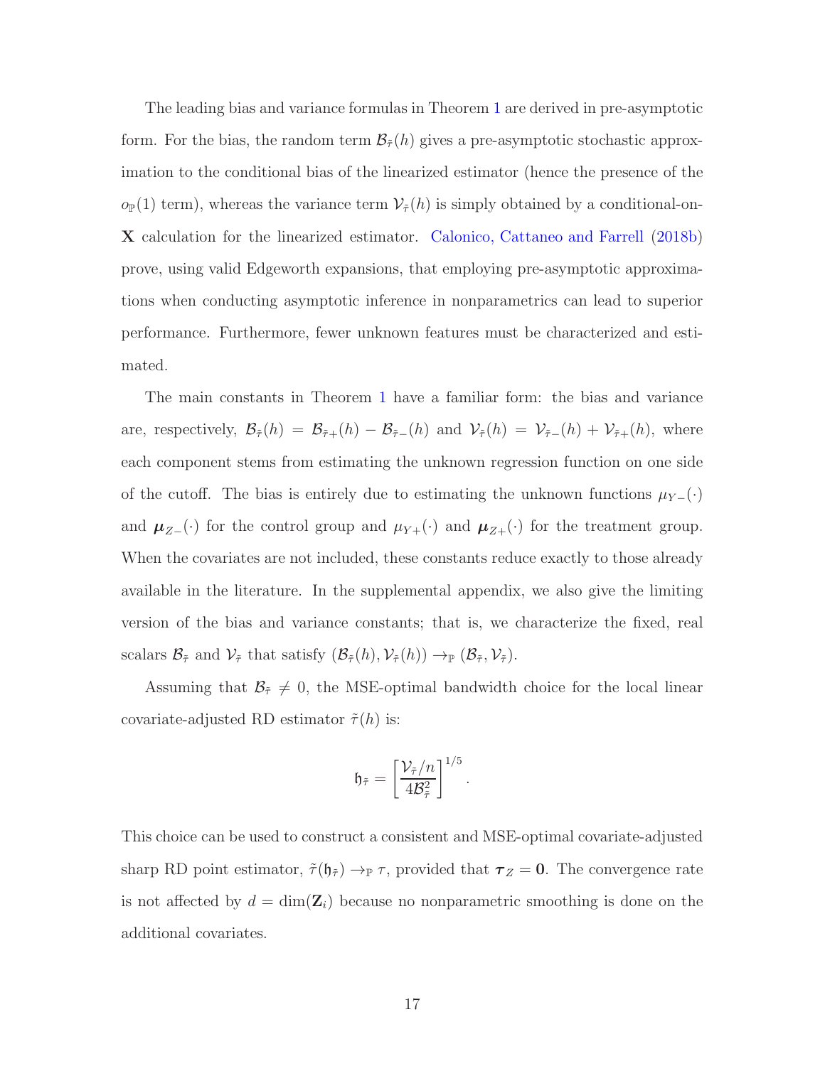The leading bias and variance formulas in Theorem 1 are derived in pre-asymptotic form. For the bias, the random term $\mathcal{B}_{\tilde{\tau}}(h)$ gives a pre-asymptotic stochastic approximation to the conditional bias of the linearized estimator (hence the presence of the $o_{\mathbb{P}}(1)$ term), whereas the variance term $\mathcal{V}_{\tilde{\tau}}(h)$ is simply obtained by a conditional-on-$\mathbf{X}$ calculation for the linearized estimator. Calonico, Cattaneo and Farrell (2018b) prove, using valid Edgeworth expansions, that employing pre-asymptotic approximations when conducting asymptotic inference in nonparametrics can lead to superior performance. Furthermore, fewer unknown features must be characterized and estimated.

The main constants in Theorem 1 have a familiar form: the bias and variance are, respectively, $\mathcal{B}_{\tilde{\tau}}(h) = \mathcal{B}_{\tilde{\tau}+}(h) - \mathcal{B}_{\tilde{\tau}-}(h)$ and $\mathcal{V}_{\tilde{\tau}}(h) = \mathcal{V}_{\tilde{\tau}-}(h) + \mathcal{V}_{\tilde{\tau}+}(h)$, where each component stems from estimating the unknown regression function on one side of the cutoff. The bias is entirely due to estimating the unknown functions $\mu_{Y-}(\cdot)$ and $\boldsymbol{\mu}_{Z-}(\cdot)$ for the control group and $\mu_{Y+}(\cdot)$ and $\boldsymbol{\mu}_{Z+}(\cdot)$ for the treatment group. When the covariates are not included, these constants reduce exactly to those already available in the literature. In the supplemental appendix, we also give the limiting version of the bias and variance constants; that is, we characterize the fixed, real scalars $\mathcal{B}_{\tilde{\tau}}$ and $\mathcal{V}_{\tilde{\tau}}$ that satisfy $(\mathcal{B}_{\tilde{\tau}}(h), \mathcal{V}_{\tilde{\tau}}(h)) \to_{\mathbb{P}} (\mathcal{B}_{\tilde{\tau}}, \mathcal{V}_{\tilde{\tau}})$.

Assuming that $\mathcal{B}_{\tilde{\tau}} \neq 0$, the MSE-optimal bandwidth choice for the local linear covariate-adjusted RD estimator $\tilde{\tau}(h)$ is:

$$\mathfrak{h}_{\tilde{\tau}} = \left[ \frac{\mathcal{V}_{\tilde{\tau}}/n}{4\mathcal{B}_{\tilde{\tau}}^2} \right]^{1/5}.$$

This choice can be used to construct a consistent and MSE-optimal covariate-adjusted sharp RD point estimator, $\tilde{\tau}(\mathfrak{h}_{\tilde{\tau}}) \to_{\mathbb{P}} \tau$, provided that $\boldsymbol{\tau}_Z = \mathbf{0}$. The convergence rate is not affected by $d = \dim(\mathbf{Z}_i)$ because no nonparametric smoothing is done on the additional covariates.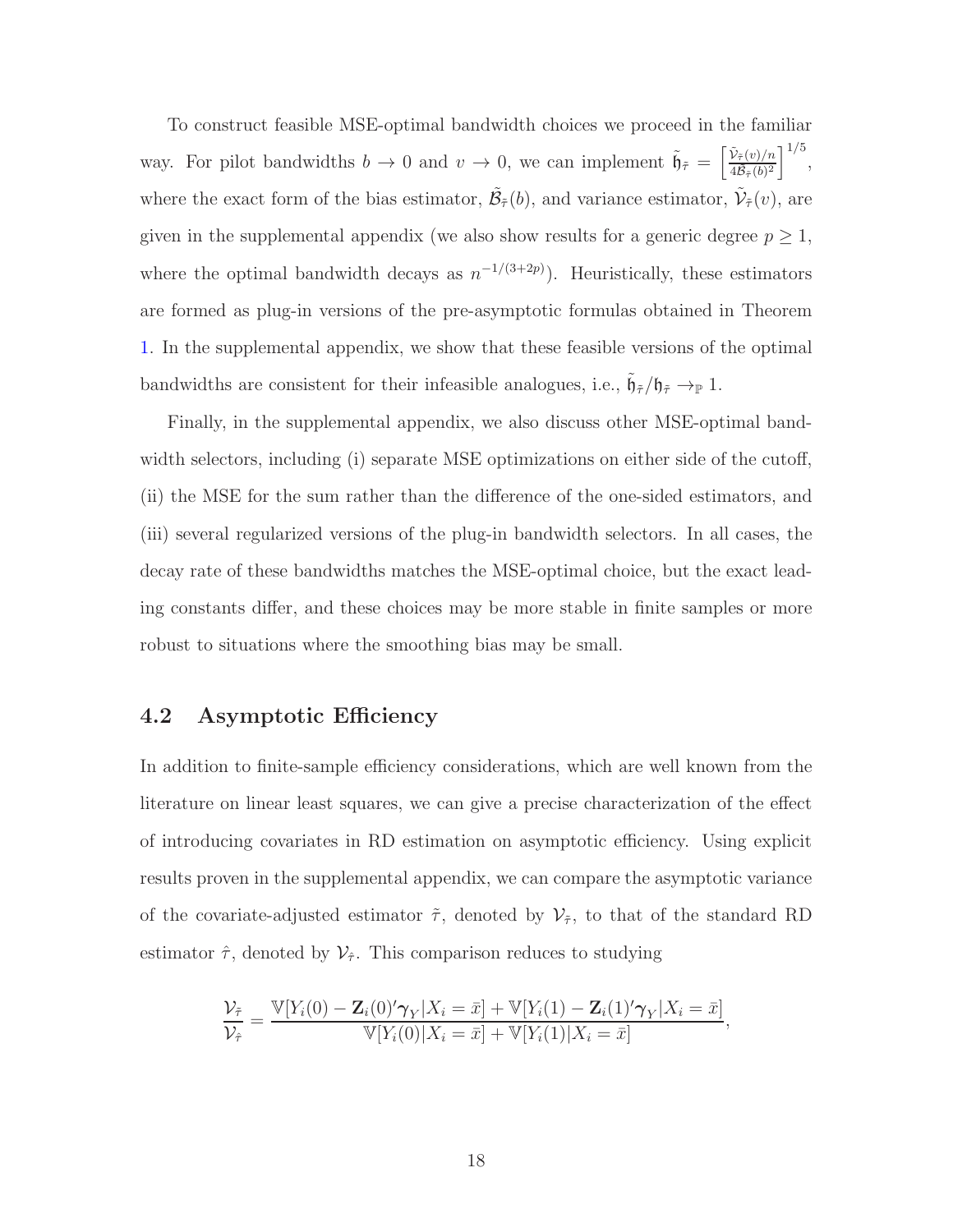To construct feasible MSE-optimal bandwidth choices we proceed in the familiar way. For pilot bandwidths $b \to 0$ and $v \to 0$, we can implement $\tilde{\mathfrak{h}}_{\tilde{\tau}} = \left[\frac{\tilde{\mathcal{V}}_{\tilde{\tau}}(v)/n}{4\tilde{\mathcal{B}}_{\tilde{\tau}}(b)^2}\right]^{1/5}$, where the exact form of the bias estimator, $\tilde{\mathcal{B}}_{\tilde{\tau}}(b)$, and variance estimator, $\tilde{\mathcal{V}}_{\tilde{\tau}}(v)$, are given in the supplemental appendix (we also show results for a generic degree $p \geq 1$, where the optimal bandwidth decays as $n^{-1/(3+2p)}$). Heuristically, these estimators are formed as plug-in versions of the pre-asymptotic formulas obtained in Theorem 1. In the supplemental appendix, we show that these feasible versions of the optimal bandwidths are consistent for their infeasible analogues, i.e., $\tilde{\mathfrak{h}}_{\tilde{\tau}}/\mathfrak{h}_{\tilde{\tau}} \to_{\mathbb{P}} 1$.

Finally, in the supplemental appendix, we also discuss other MSE-optimal bandwidth selectors, including (i) separate MSE optimizations on either side of the cutoff, (ii) the MSE for the sum rather than the difference of the one-sided estimators, and (iii) several regularized versions of the plug-in bandwidth selectors. In all cases, the decay rate of these bandwidths matches the MSE-optimal choice, but the exact leading constants differ, and these choices may be more stable in finite samples or more robust to situations where the smoothing bias may be small.

## 4.2 Asymptotic Efficiency

In addition to finite-sample efficiency considerations, which are well known from the literature on linear least squares, we can give a precise characterization of the effect of introducing covariates in RD estimation on asymptotic efficiency. Using explicit results proven in the supplemental appendix, we can compare the asymptotic variance of the covariate-adjusted estimator $\tilde{\tau}$, denoted by $\mathcal{V}_{\tilde{\tau}}$, to that of the standard RD estimator $\hat{\tau}$, denoted by $\mathcal{V}_{\hat{\tau}}$. This comparison reduces to studying

$$\frac{\mathcal{V}_{\tilde{\tau}}}{\mathcal{V}_{\hat{\tau}}} = \frac{\mathbb{V}[Y_i(0) - \mathbf{Z}_i(0)'\boldsymbol{\gamma}_Y | X_i = \bar{x}] + \mathbb{V}[Y_i(1) - \mathbf{Z}_i(1)'\boldsymbol{\gamma}_Y | X_i = \bar{x}]}{\mathbb{V}[Y_i(0) | X_i = \bar{x}] + \mathbb{V}[Y_i(1) | X_i = \bar{x}]},$$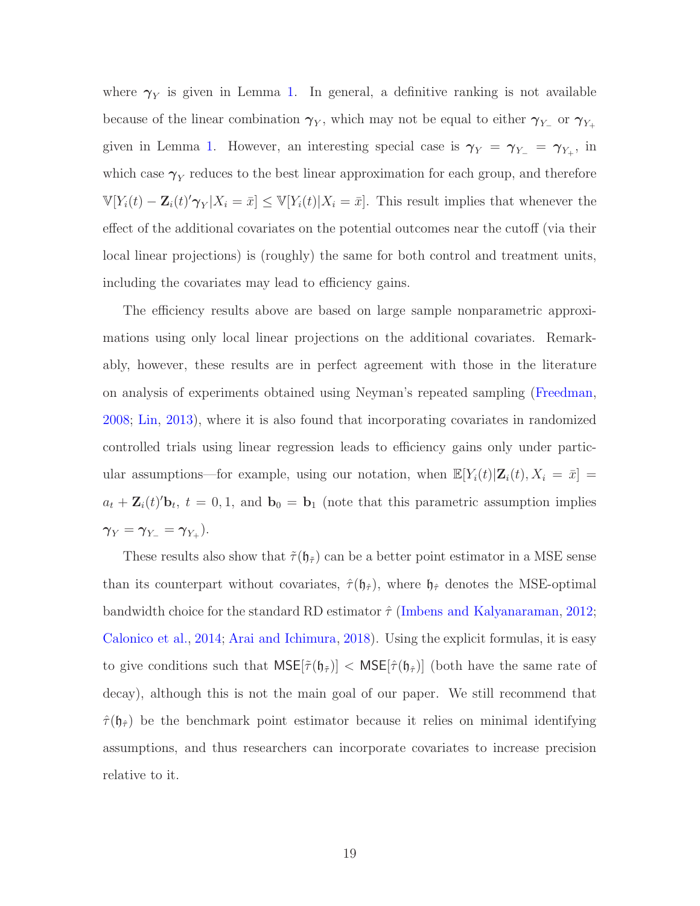where $\boldsymbol{\gamma}_Y$ is given in Lemma 1. In general, a definitive ranking is not available because of the linear combination $\boldsymbol{\gamma}_Y$, which may not be equal to either $\boldsymbol{\gamma}_{Y_-}$ or $\boldsymbol{\gamma}_{Y_+}$ given in Lemma 1. However, an interesting special case is $\boldsymbol{\gamma}_Y = \boldsymbol{\gamma}_{Y_-} = \boldsymbol{\gamma}_{Y_+}$, in which case $\boldsymbol{\gamma}_Y$ reduces to the best linear approximation for each group, and therefore $\mathbb{V}[Y_i(t) - \mathbf{Z}_i(t)'\boldsymbol{\gamma}_Y|X_i = \bar{x}] \leq \mathbb{V}[Y_i(t)|X_i = \bar{x}]$. This result implies that whenever the effect of the additional covariates on the potential outcomes near the cutoff (via their local linear projections) is (roughly) the same for both control and treatment units, including the covariates may lead to efficiency gains.

The efficiency results above are based on large sample nonparametric approximations using only local linear projections on the additional covariates. Remarkably, however, these results are in perfect agreement with those in the literature on analysis of experiments obtained using Neyman's repeated sampling (Freedman, 2008; Lin, 2013), where it is also found that incorporating covariates in randomized controlled trials using linear regression leads to efficiency gains only under particular assumptions—for example, using our notation, when $\mathbb{E}[Y_i(t)|\mathbf{Z}_i(t), X_i = \bar{x}] = a_t + \mathbf{Z}_i(t)'\mathbf{b}_t$, $t = 0, 1$, and $\mathbf{b}_0 = \mathbf{b}_1$ (note that this parametric assumption implies $\boldsymbol{\gamma}_Y = \boldsymbol{\gamma}_{Y_-} = \boldsymbol{\gamma}_{Y_+}$).

These results also show that $\tilde{\tau}(\mathfrak{h}_{\tilde{\tau}})$ can be a better point estimator in a MSE sense than its counterpart without covariates, $\hat{\tau}(\mathfrak{h}_{\hat{\tau}})$, where $\mathfrak{h}_{\hat{\tau}}$ denotes the MSE-optimal bandwidth choice for the standard RD estimator $\hat{\tau}$ (Imbens and Kalyanaraman, 2012; Calonico et al., 2014; Arai and Ichimura, 2018). Using the explicit formulas, it is easy to give conditions such that $\mathsf{MSE}[\tilde{\tau}(\mathfrak{h}_{\tilde{\tau}})] < \mathsf{MSE}[\hat{\tau}(\mathfrak{h}_{\hat{\tau}})]$ (both have the same rate of decay), although this is not the main goal of our paper. We still recommend that $\hat{\tau}(\mathfrak{h}_{\hat{\tau}})$ be the benchmark point estimator because it relies on minimal identifying assumptions, and thus researchers can incorporate covariates to increase precision relative to it.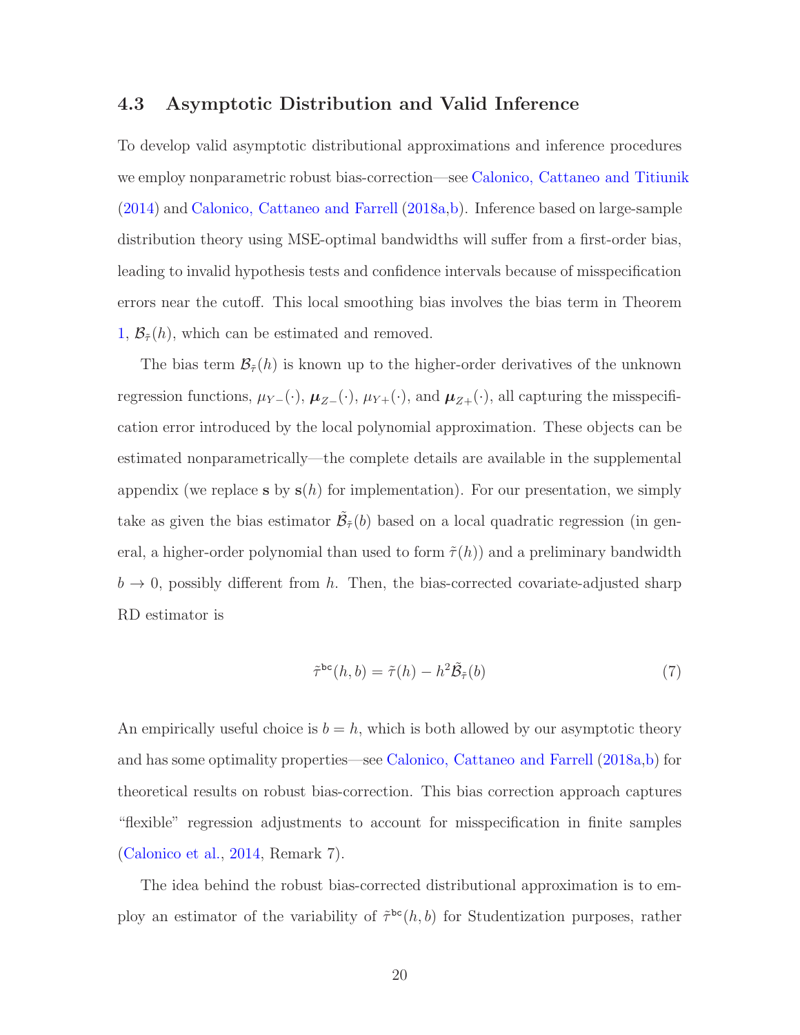### 4.3 Asymptotic Distribution and Valid Inference

To develop valid asymptotic distributional approximations and inference procedures we employ nonparametric robust bias-correction—see Calonico, Cattaneo and Titiunik (2014) and Calonico, Cattaneo and Farrell (2018a,b). Inference based on large-sample distribution theory using MSE-optimal bandwidths will suffer from a first-order bias, leading to invalid hypothesis tests and confidence intervals because of misspecification errors near the cutoff. This local smoothing bias involves the bias term in Theorem 1, $\mathcal{B}_{\tilde{\tau}}(h)$, which can be estimated and removed.

The bias term $\mathcal{B}_{\tilde{\tau}}(h)$ is known up to the higher-order derivatives of the unknown regression functions, $\mu_{Y-}(\cdot)$, $\boldsymbol{\mu}_{Z-}(\cdot)$, $\mu_{Y+}(\cdot)$, and $\boldsymbol{\mu}_{Z+}(\cdot)$, all capturing the misspecification error introduced by the local polynomial approximation. These objects can be estimated nonparametrically—the complete details are available in the supplemental appendix (we replace $\mathbf{s}$ by $\mathbf{s}(h)$ for implementation). For our presentation, we simply take as given the bias estimator $\tilde{\mathcal{B}}_{\tilde{\tau}}(b)$ based on a local quadratic regression (in general, a higher-order polynomial than used to form $\tilde{\tau}(h)$) and a preliminary bandwidth $b \to 0$, possibly different from $h$. Then, the bias-corrected covariate-adjusted sharp RD estimator is

$$\tilde{\tau}^{\mathsf{bc}}(h, b) = \tilde{\tau}(h) - h^2 \tilde{\mathcal{B}}_{\tilde{\tau}}(b) \tag{7}$$

An empirically useful choice is $b = h$, which is both allowed by our asymptotic theory and has some optimality properties—see Calonico, Cattaneo and Farrell (2018a,b) for theoretical results on robust bias-correction. This bias correction approach captures "flexible" regression adjustments to account for misspecification in finite samples (Calonico et al., 2014, Remark 7).

The idea behind the robust bias-corrected distributional approximation is to employ an estimator of the variability of $\tilde{\tau}^{\mathsf{bc}}(h, b)$ for Studentization purposes, rather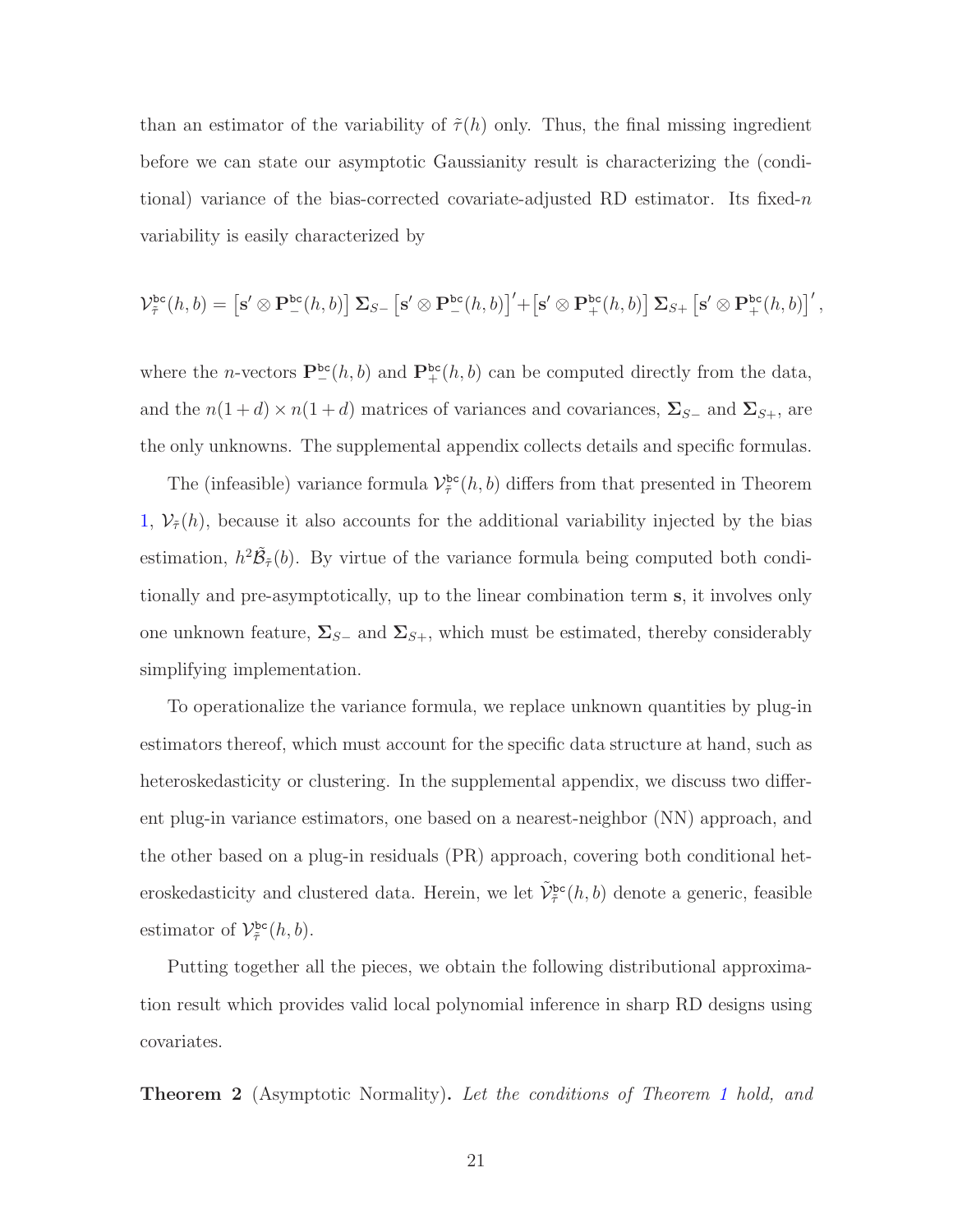than an estimator of the variability of $\tilde{\tau}(h)$ only. Thus, the final missing ingredient before we can state our asymptotic Gaussianity result is characterizing the (conditional) variance of the bias-corrected covariate-adjusted RD estimator. Its fixed-$n$ variability is easily characterized by

$$\mathcal{V}^{\mathtt{bc}}_{\tilde{\tau}}(h,b) = \left[\mathbf{s}' \otimes \mathbf{P}^{\mathtt{bc}}_{-}(h,b)\right] \boldsymbol{\Sigma}_{S-} \left[\mathbf{s}' \otimes \mathbf{P}^{\mathtt{bc}}_{-}(h,b)\right]' + \left[\mathbf{s}' \otimes \mathbf{P}^{\mathtt{bc}}_{+}(h,b)\right] \boldsymbol{\Sigma}_{S+} \left[\mathbf{s}' \otimes \mathbf{P}^{\mathtt{bc}}_{+}(h,b)\right]',$$

where the $n$-vectors $\mathbf{P}^{\mathtt{bc}}_{-}(h,b)$ and $\mathbf{P}^{\mathtt{bc}}_{+}(h,b)$ can be computed directly from the data, and the $n(1+d) \times n(1+d)$ matrices of variances and covariances, $\boldsymbol{\Sigma}_{S-}$ and $\boldsymbol{\Sigma}_{S+}$, are the only unknowns. The supplemental appendix collects details and specific formulas.

The (infeasible) variance formula $\mathcal{V}^{\mathtt{bc}}_{\tilde{\tau}}(h,b)$ differs from that presented in Theorem 1, $\mathcal{V}_{\tilde{\tau}}(h)$, because it also accounts for the additional variability injected by the bias estimation, $h^2\tilde{\mathcal{B}}_{\tilde{\tau}}(b)$. By virtue of the variance formula being computed both conditionally and pre-asymptotically, up to the linear combination term $\mathbf{s}$, it involves only one unknown feature, $\boldsymbol{\Sigma}_{S-}$ and $\boldsymbol{\Sigma}_{S+}$, which must be estimated, thereby considerably simplifying implementation.

To operationalize the variance formula, we replace unknown quantities by plug-in estimators thereof, which must account for the specific data structure at hand, such as heteroskedasticity or clustering. In the supplemental appendix, we discuss two different plug-in variance estimators, one based on a nearest-neighbor (NN) approach, and the other based on a plug-in residuals (PR) approach, covering both conditional heteroskedasticity and clustered data. Herein, we let $\tilde{\mathcal{V}}^{\mathtt{bc}}_{\tilde{\tau}}(h,b)$ denote a generic, feasible estimator of $\mathcal{V}^{\mathtt{bc}}_{\tilde{\tau}}(h,b)$.

Putting together all the pieces, we obtain the following distributional approximation result which provides valid local polynomial inference in sharp RD designs using covariates.

**Theorem 2** (Asymptotic Normality)**.** *Let the conditions of Theorem 1 hold, and*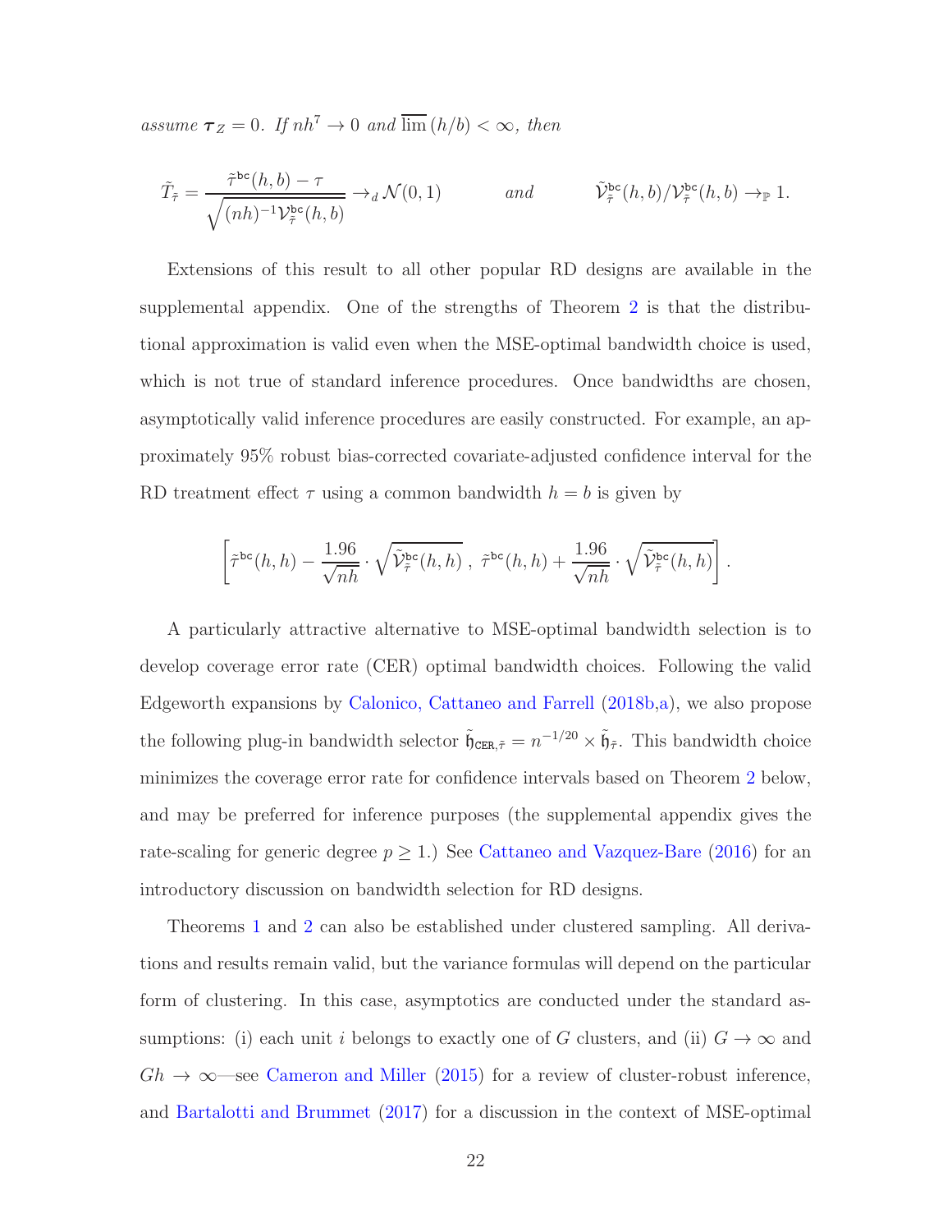*assume* $\boldsymbol{\tau}_Z = 0$. *If* $nh^7 \to 0$ *and* $\overline{\lim}\,(h/b) < \infty$, *then*

$$\tilde{T}_{\tilde{\tau}} = \frac{\tilde{\tau}^{\mathtt{bc}}(h,b) - \tau}{\sqrt{(nh)^{-1}\mathcal{V}^{\mathtt{bc}}_{\tilde{\tau}}(h,b)}} \to_d \mathcal{N}(0,1) \qquad \text{and} \qquad \tilde{\mathcal{V}}^{\mathtt{bc}}_{\tilde{\tau}}(h,b)/\mathcal{V}^{\mathtt{bc}}_{\tilde{\tau}}(h,b) \to_{\mathbb{P}} 1.$$

Extensions of this result to all other popular RD designs are available in the supplemental appendix. One of the strengths of Theorem 2 is that the distributional approximation is valid even when the MSE-optimal bandwidth choice is used, which is not true of standard inference procedures. Once bandwidths are chosen, asymptotically valid inference procedures are easily constructed. For example, an approximately 95% robust bias-corrected covariate-adjusted confidence interval for the RD treatment effect $\tau$ using a common bandwidth $h = b$ is given by

$$\left[\tilde{\tau}^{\mathtt{bc}}(h,h) - \frac{1.96}{\sqrt{nh}} \cdot \sqrt{\tilde{\mathcal{V}}^{\mathtt{bc}}_{\tilde{\tau}}(h,h)}\ ,\ \tilde{\tau}^{\mathtt{bc}}(h,h) + \frac{1.96}{\sqrt{nh}} \cdot \sqrt{\tilde{\mathcal{V}}^{\mathtt{bc}}_{\tilde{\tau}}(h,h)}\right].$$

A particularly attractive alternative to MSE-optimal bandwidth selection is to develop coverage error rate (CER) optimal bandwidth choices. Following the valid Edgeworth expansions by Calonico, Cattaneo and Farrell (2018b,a), we also propose the following plug-in bandwidth selector $\tilde{\mathfrak{h}}_{\mathtt{CER},\tilde{\tau}} = n^{-1/20} \times \tilde{\mathfrak{h}}_{\tilde{\tau}}$. This bandwidth choice minimizes the coverage error rate for confidence intervals based on Theorem 2 below, and may be preferred for inference purposes (the supplemental appendix gives the rate-scaling for generic degree $p \geq 1$.) See Cattaneo and Vazquez-Bare (2016) for an introductory discussion on bandwidth selection for RD designs.

Theorems 1 and 2 can also be established under clustered sampling. All derivations and results remain valid, but the variance formulas will depend on the particular form of clustering. In this case, asymptotics are conducted under the standard assumptions: (i) each unit $i$ belongs to exactly one of $G$ clusters, and (ii) $G \to \infty$ and $Gh \to \infty$—see Cameron and Miller (2015) for a review of cluster-robust inference, and Bartalotti and Brummet (2017) for a discussion in the context of MSE-optimal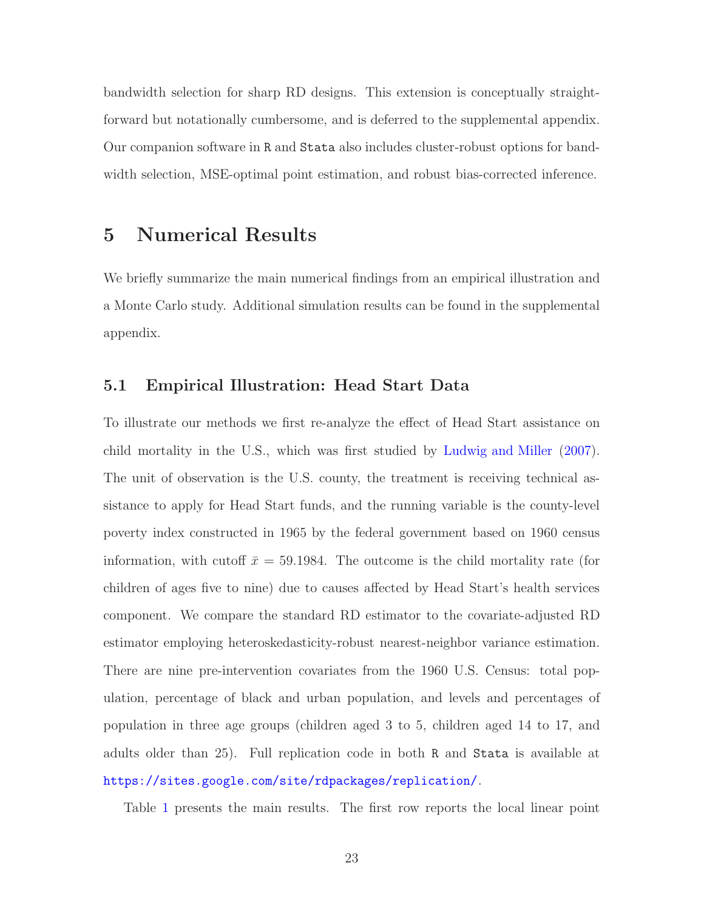bandwidth selection for sharp RD designs. This extension is conceptually straightforward but notationally cumbersome, and is deferred to the supplemental appendix. Our companion software in R and Stata also includes cluster-robust options for bandwidth selection, MSE-optimal point estimation, and robust bias-corrected inference.

# 5 Numerical Results

We briefly summarize the main numerical findings from an empirical illustration and a Monte Carlo study. Additional simulation results can be found in the supplemental appendix.

## 5.1 Empirical Illustration: Head Start Data

To illustrate our methods we first re-analyze the effect of Head Start assistance on child mortality in the U.S., which was first studied by Ludwig and Miller (2007). The unit of observation is the U.S. county, the treatment is receiving technical assistance to apply for Head Start funds, and the running variable is the county-level poverty index constructed in 1965 by the federal government based on 1960 census information, with cutoff $\bar{x} = 59.1984$. The outcome is the child mortality rate (for children of ages five to nine) due to causes affected by Head Start's health services component. We compare the standard RD estimator to the covariate-adjusted RD estimator employing heteroskedasticity-robust nearest-neighbor variance estimation. There are nine pre-intervention covariates from the 1960 U.S. Census: total population, percentage of black and urban population, and levels and percentages of population in three age groups (children aged 3 to 5, children aged 14 to 17, and adults older than 25). Full replication code in both R and Stata is available at https://sites.google.com/site/rdpackages/replication/.

Table 1 presents the main results. The first row reports the local linear point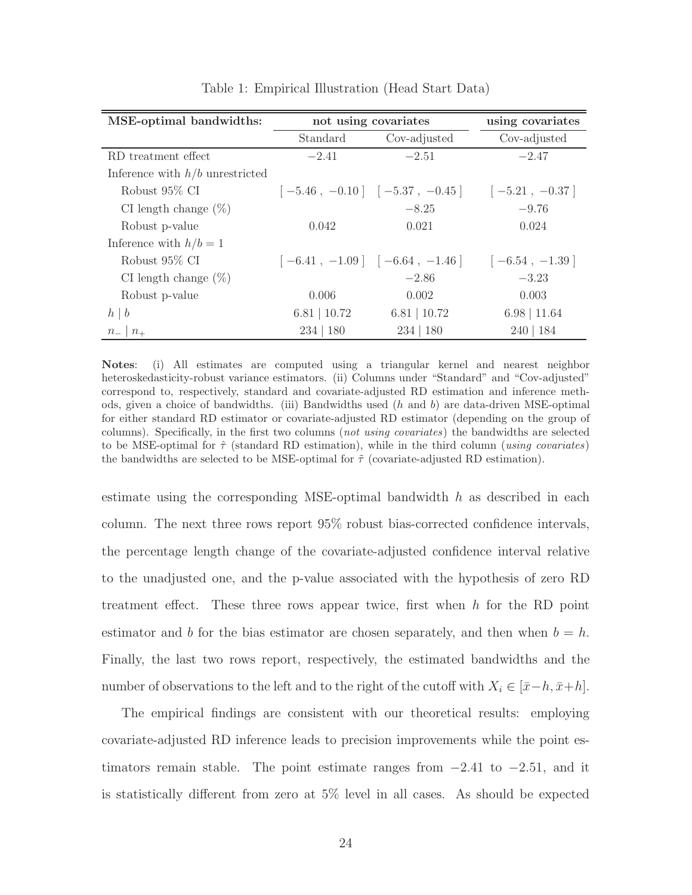Table 1: Empirical Illustration (Head Start Data)

| **MSE-optimal bandwidths:** | **not using covariates** | | **using covariates** |
|---|---|---|---|
| | Standard | Cov-adjusted | Cov-adjusted |
| RD treatment effect | $-2.41$ | $-2.51$ | $-2.47$ |
| Inference with $h/b$ unrestricted | | | |
| Robust 95% CI | $[-5.46\,,\,-0.10]$ | $[-5.37\,,\,-0.45]$ | $[-5.21\,,\,-0.37]$ |
| CI length change (%) | | $-8.25$ | $-9.76$ |
| Robust p-value | 0.042 | 0.021 | 0.024 |
| Inference with $h/b = 1$ | | | |
| Robust 95% CI | $[-6.41\,,\,-1.09]$ | $[-6.64\,,\,-1.46]$ | $[-6.54\,,\,-1.39]$ |
| CI length change (%) | | $-2.86$ | $-3.23$ |
| Robust p-value | 0.006 | 0.002 | 0.003 |
| $h \mid b$ | $6.81 \mid 10.72$ | $6.81 \mid 10.72$ | $6.98 \mid 11.64$ |
| $n_- \mid n_+$ | $234 \mid 180$ | $234 \mid 180$ | $240 \mid 184$ |

**Notes**: (i) All estimates are computed using a triangular kernel and nearest neighbor heteroskedasticity-robust variance estimators. (ii) Columns under "Standard" and "Cov-adjusted" correspond to, respectively, standard and covariate-adjusted RD estimation and inference methods, given a choice of bandwidths. (iii) Bandwidths used ($h$ and $b$) are data-driven MSE-optimal for either standard RD estimator or covariate-adjusted RD estimator (depending on the group of columns). Specifically, in the first two columns (*not using covariates*) the bandwidths are selected to be MSE-optimal for $\hat{\tau}$ (standard RD estimation), while in the third column (*using covariates*) the bandwidths are selected to be MSE-optimal for $\tilde{\tau}$ (covariate-adjusted RD estimation).

estimate using the corresponding MSE-optimal bandwidth $h$ as described in each column. The next three rows report 95% robust bias-corrected confidence intervals, the percentage length change of the covariate-adjusted confidence interval relative to the unadjusted one, and the p-value associated with the hypothesis of zero RD treatment effect. These three rows appear twice, first when $h$ for the RD point estimator and $b$ for the bias estimator are chosen separately, and then when $b = h$. Finally, the last two rows report, respectively, the estimated bandwidths and the number of observations to the left and to the right of the cutoff with $X_i \in [\bar{x}-h, \bar{x}+h]$.

The empirical findings are consistent with our theoretical results: employing covariate-adjusted RD inference leads to precision improvements while the point estimators remain stable. The point estimate ranges from $-2.41$ to $-2.51$, and it is statistically different from zero at 5% level in all cases. As should be expected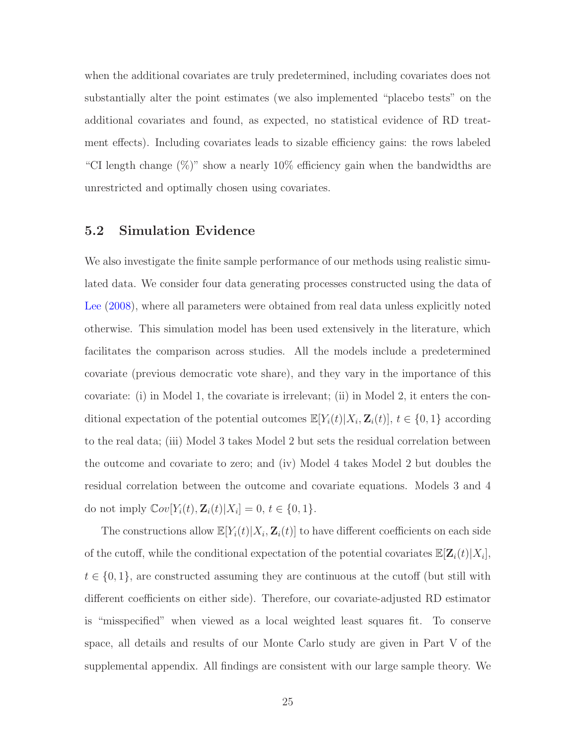when the additional covariates are truly predetermined, including covariates does not substantially alter the point estimates (we also implemented "placebo tests" on the additional covariates and found, as expected, no statistical evidence of RD treatment effects). Including covariates leads to sizable efficiency gains: the rows labeled "CI length change (%)" show a nearly 10% efficiency gain when the bandwidths are unrestricted and optimally chosen using covariates.

## 5.2 Simulation Evidence

We also investigate the finite sample performance of our methods using realistic simulated data. We consider four data generating processes constructed using the data of Lee (2008), where all parameters were obtained from real data unless explicitly noted otherwise. This simulation model has been used extensively in the literature, which facilitates the comparison across studies. All the models include a predetermined covariate (previous democratic vote share), and they vary in the importance of this covariate: (i) in Model 1, the covariate is irrelevant; (ii) in Model 2, it enters the conditional expectation of the potential outcomes $\mathbb{E}[Y_i(t)|X_i, \mathbf{Z}_i(t)]$, $t \in \{0, 1\}$ according to the real data; (iii) Model 3 takes Model 2 but sets the residual correlation between the outcome and covariate to zero; and (iv) Model 4 takes Model 2 but doubles the residual correlation between the outcome and covariate equations. Models 3 and 4 do not imply $\mathbb{C}ov[Y_i(t), \mathbf{Z}_i(t)|X_i] = 0$, $t \in \{0, 1\}$.

The constructions allow $\mathbb{E}[Y_i(t)|X_i, \mathbf{Z}_i(t)]$ to have different coefficients on each side of the cutoff, while the conditional expectation of the potential covariates $\mathbb{E}[\mathbf{Z}_i(t)|X_i]$, $t \in \{0, 1\}$, are constructed assuming they are continuous at the cutoff (but still with different coefficients on either side). Therefore, our covariate-adjusted RD estimator is "misspecified" when viewed as a local weighted least squares fit. To conserve space, all details and results of our Monte Carlo study are given in Part V of the supplemental appendix. All findings are consistent with our large sample theory. We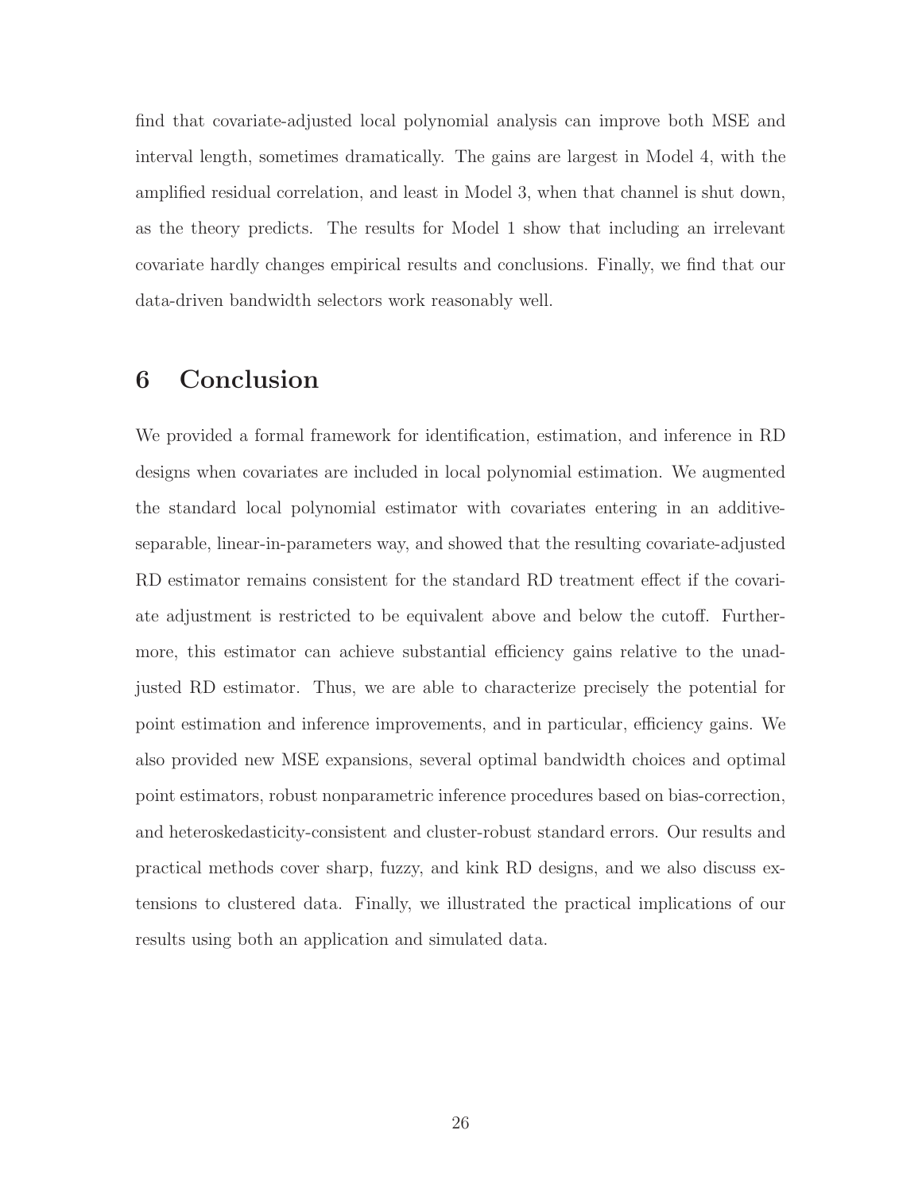find that covariate-adjusted local polynomial analysis can improve both MSE and interval length, sometimes dramatically. The gains are largest in Model 4, with the amplified residual correlation, and least in Model 3, when that channel is shut down, as the theory predicts. The results for Model 1 show that including an irrelevant covariate hardly changes empirical results and conclusions. Finally, we find that our data-driven bandwidth selectors work reasonably well.

# 6 Conclusion

We provided a formal framework for identification, estimation, and inference in RD designs when covariates are included in local polynomial estimation. We augmented the standard local polynomial estimator with covariates entering in an additive-separable, linear-in-parameters way, and showed that the resulting covariate-adjusted RD estimator remains consistent for the standard RD treatment effect if the covariate adjustment is restricted to be equivalent above and below the cutoff. Furthermore, this estimator can achieve substantial efficiency gains relative to the unadjusted RD estimator. Thus, we are able to characterize precisely the potential for point estimation and inference improvements, and in particular, efficiency gains. We also provided new MSE expansions, several optimal bandwidth choices and optimal point estimators, robust nonparametric inference procedures based on bias-correction, and heteroskedasticity-consistent and cluster-robust standard errors. Our results and practical methods cover sharp, fuzzy, and kink RD designs, and we also discuss extensions to clustered data. Finally, we illustrated the practical implications of our results using both an application and simulated data.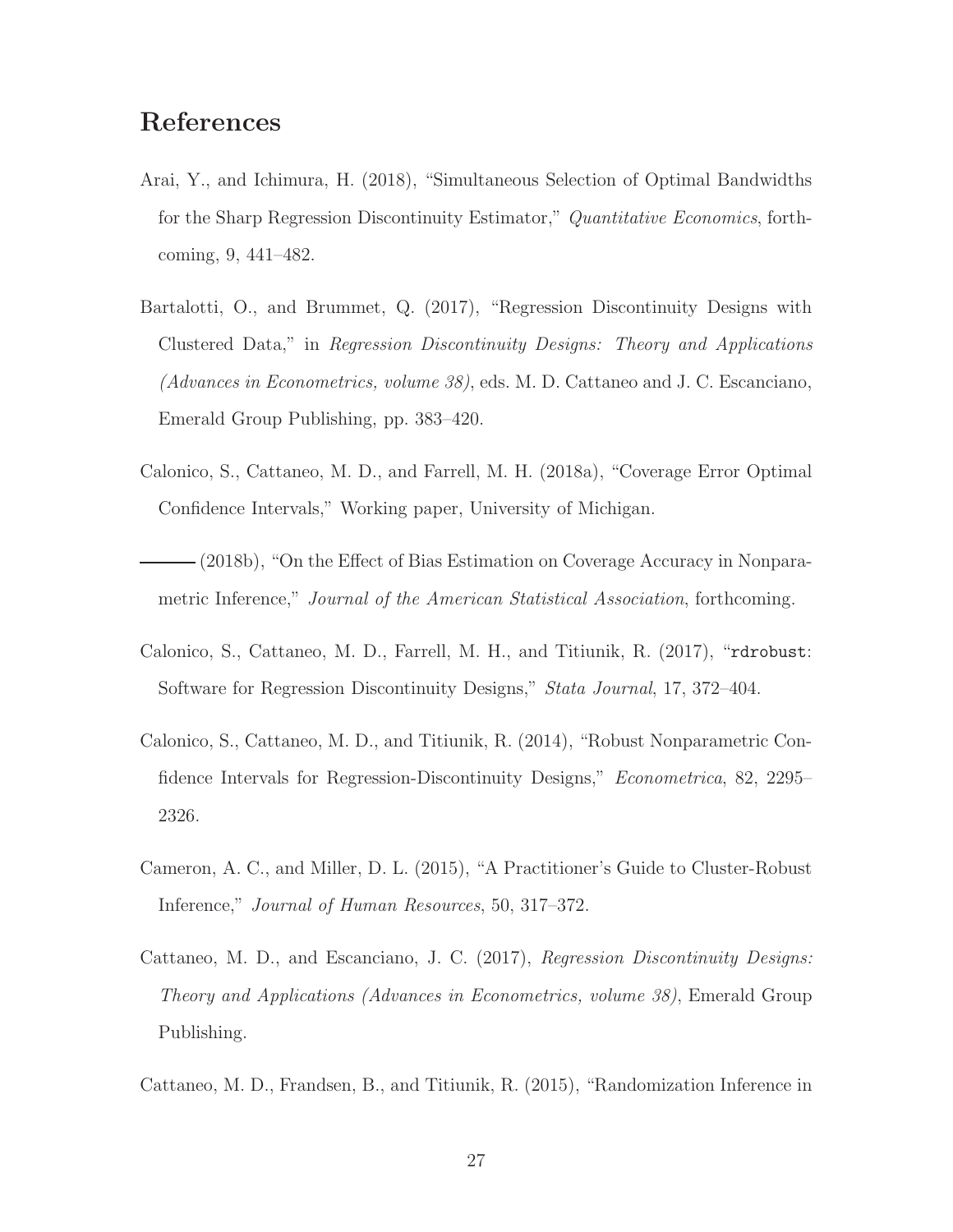# References

Arai, Y., and Ichimura, H. (2018), "Simultaneous Selection of Optimal Bandwidths for the Sharp Regression Discontinuity Estimator," *Quantitative Economics*, forthcoming, 9, 441–482.

Bartalotti, O., and Brummet, Q. (2017), "Regression Discontinuity Designs with Clustered Data," in *Regression Discontinuity Designs: Theory and Applications (Advances in Econometrics, volume 38)*, eds. M. D. Cattaneo and J. C. Escanciano, Emerald Group Publishing, pp. 383–420.

Calonico, S., Cattaneo, M. D., and Farrell, M. H. (2018a), "Coverage Error Optimal Confidence Intervals," Working paper, University of Michigan.

——— (2018b), "On the Effect of Bias Estimation on Coverage Accuracy in Nonparametric Inference," *Journal of the American Statistical Association*, forthcoming.

Calonico, S., Cattaneo, M. D., Farrell, M. H., and Titiunik, R. (2017), "`rdrobust`: Software for Regression Discontinuity Designs," *Stata Journal*, 17, 372–404.

Calonico, S., Cattaneo, M. D., and Titiunik, R. (2014), "Robust Nonparametric Confidence Intervals for Regression-Discontinuity Designs," *Econometrica*, 82, 2295–2326.

Cameron, A. C., and Miller, D. L. (2015), "A Practitioner's Guide to Cluster-Robust Inference," *Journal of Human Resources*, 50, 317–372.

Cattaneo, M. D., and Escanciano, J. C. (2017), *Regression Discontinuity Designs: Theory and Applications (Advances in Econometrics, volume 38)*, Emerald Group Publishing.

Cattaneo, M. D., Frandsen, B., and Titiunik, R. (2015), "Randomization Inference in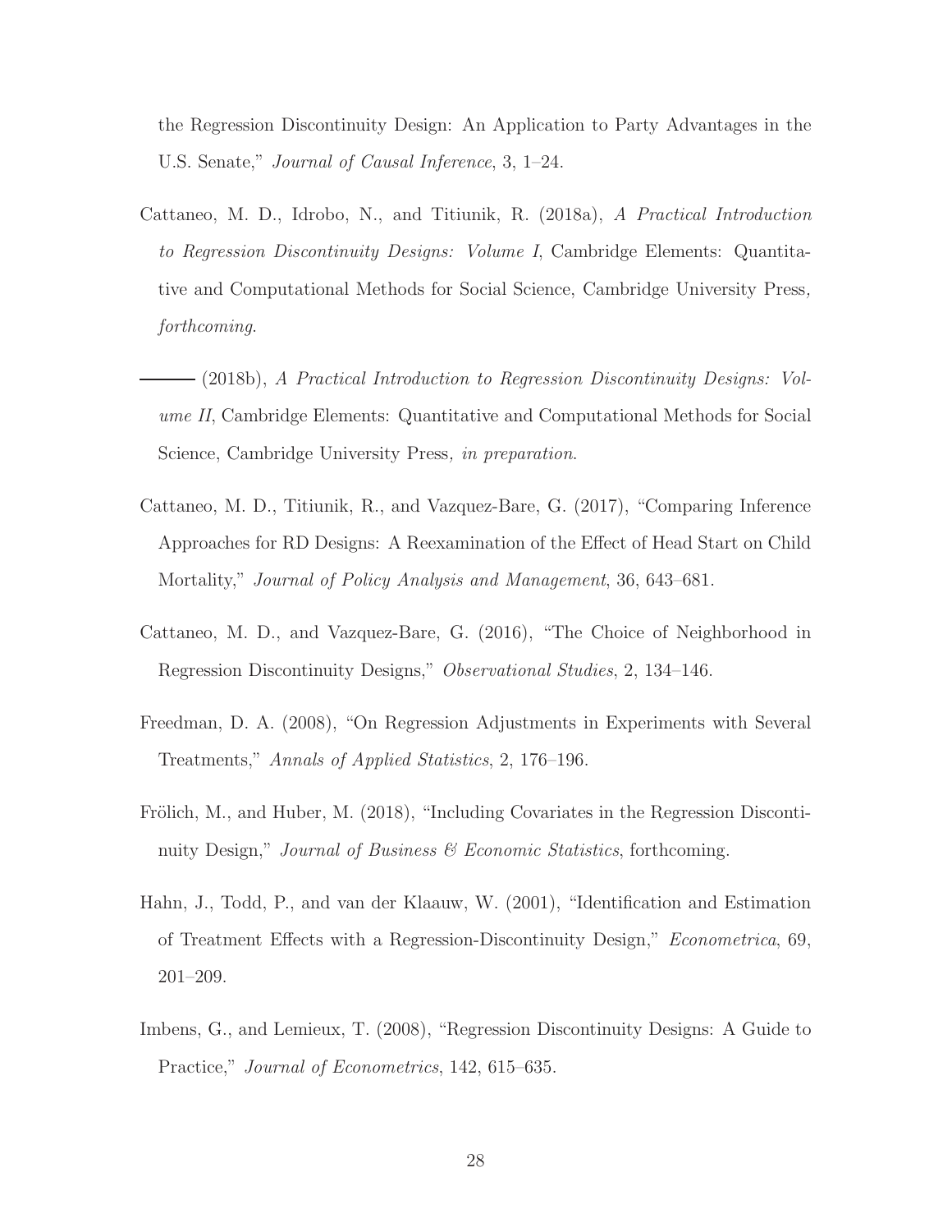the Regression Discontinuity Design: An Application to Party Advantages in the U.S. Senate," *Journal of Causal Inference*, 3, 1–24.

Cattaneo, M. D., Idrobo, N., and Titiunik, R. (2018a), *A Practical Introduction to Regression Discontinuity Designs: Volume I*, Cambridge Elements: Quantitative and Computational Methods for Social Science, Cambridge University Press*, forthcoming*.

——— (2018b), *A Practical Introduction to Regression Discontinuity Designs: Volume II*, Cambridge Elements: Quantitative and Computational Methods for Social Science, Cambridge University Press*, in preparation*.

Cattaneo, M. D., Titiunik, R., and Vazquez-Bare, G. (2017), "Comparing Inference Approaches for RD Designs: A Reexamination of the Effect of Head Start on Child Mortality," *Journal of Policy Analysis and Management*, 36, 643–681.

Cattaneo, M. D., and Vazquez-Bare, G. (2016), "The Choice of Neighborhood in Regression Discontinuity Designs," *Observational Studies*, 2, 134–146.

Freedman, D. A. (2008), "On Regression Adjustments in Experiments with Several Treatments," *Annals of Applied Statistics*, 2, 176–196.

Frölich, M., and Huber, M. (2018), "Including Covariates in the Regression Discontinuity Design," *Journal of Business & Economic Statistics*, forthcoming.

Hahn, J., Todd, P., and van der Klaauw, W. (2001), "Identification and Estimation of Treatment Effects with a Regression-Discontinuity Design," *Econometrica*, 69, 201–209.

Imbens, G., and Lemieux, T. (2008), "Regression Discontinuity Designs: A Guide to Practice," *Journal of Econometrics*, 142, 615–635.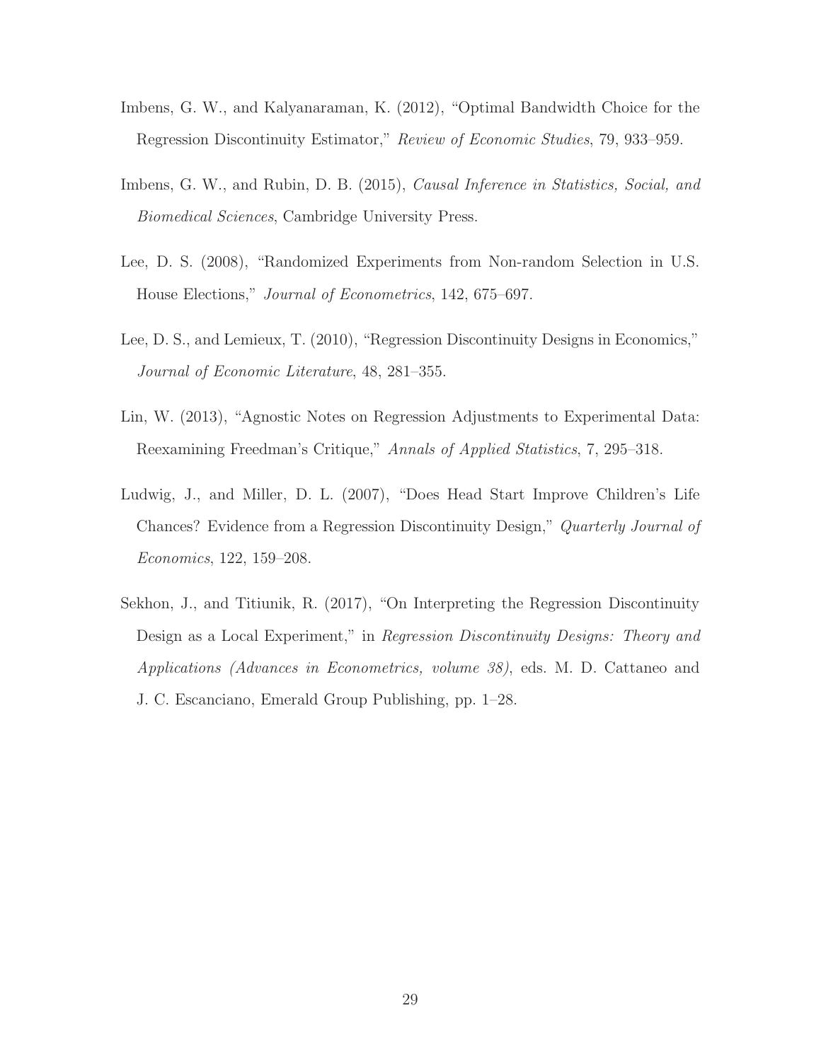Imbens, G. W., and Kalyanaraman, K. (2012), "Optimal Bandwidth Choice for the Regression Discontinuity Estimator," *Review of Economic Studies*, 79, 933–959.

Imbens, G. W., and Rubin, D. B. (2015), *Causal Inference in Statistics, Social, and Biomedical Sciences*, Cambridge University Press.

Lee, D. S. (2008), "Randomized Experiments from Non-random Selection in U.S. House Elections," *Journal of Econometrics*, 142, 675–697.

Lee, D. S., and Lemieux, T. (2010), "Regression Discontinuity Designs in Economics," *Journal of Economic Literature*, 48, 281–355.

Lin, W. (2013), "Agnostic Notes on Regression Adjustments to Experimental Data: Reexamining Freedman's Critique," *Annals of Applied Statistics*, 7, 295–318.

Ludwig, J., and Miller, D. L. (2007), "Does Head Start Improve Children's Life Chances? Evidence from a Regression Discontinuity Design," *Quarterly Journal of Economics*, 122, 159–208.

Sekhon, J., and Titiunik, R. (2017), "On Interpreting the Regression Discontinuity Design as a Local Experiment," in *Regression Discontinuity Designs: Theory and Applications (Advances in Econometrics, volume 38)*, eds. M. D. Cattaneo and J. C. Escanciano, Emerald Group Publishing, pp. 1–28.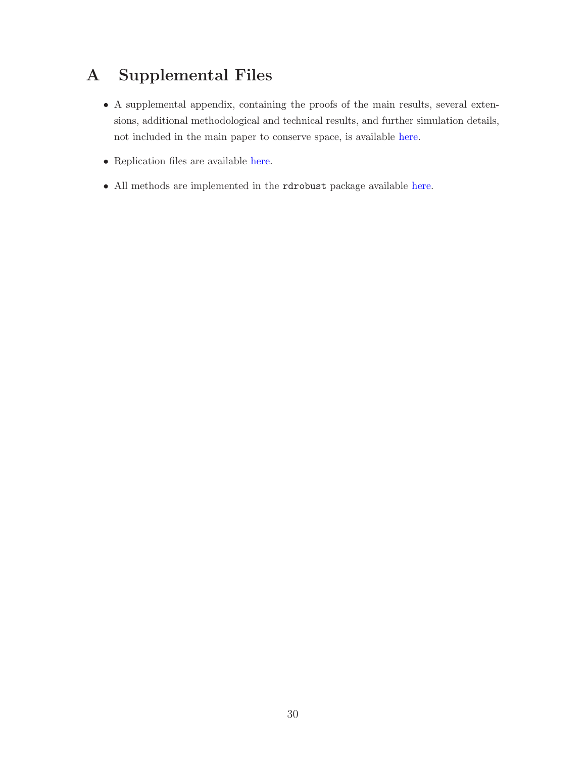# A Supplemental Files

- A supplemental appendix, containing the proofs of the main results, several extensions, additional methodological and technical results, and further simulation details, not included in the main paper to conserve space, is available here.
- Replication files are available here.
- All methods are implemented in the `rdrobust` package available here.